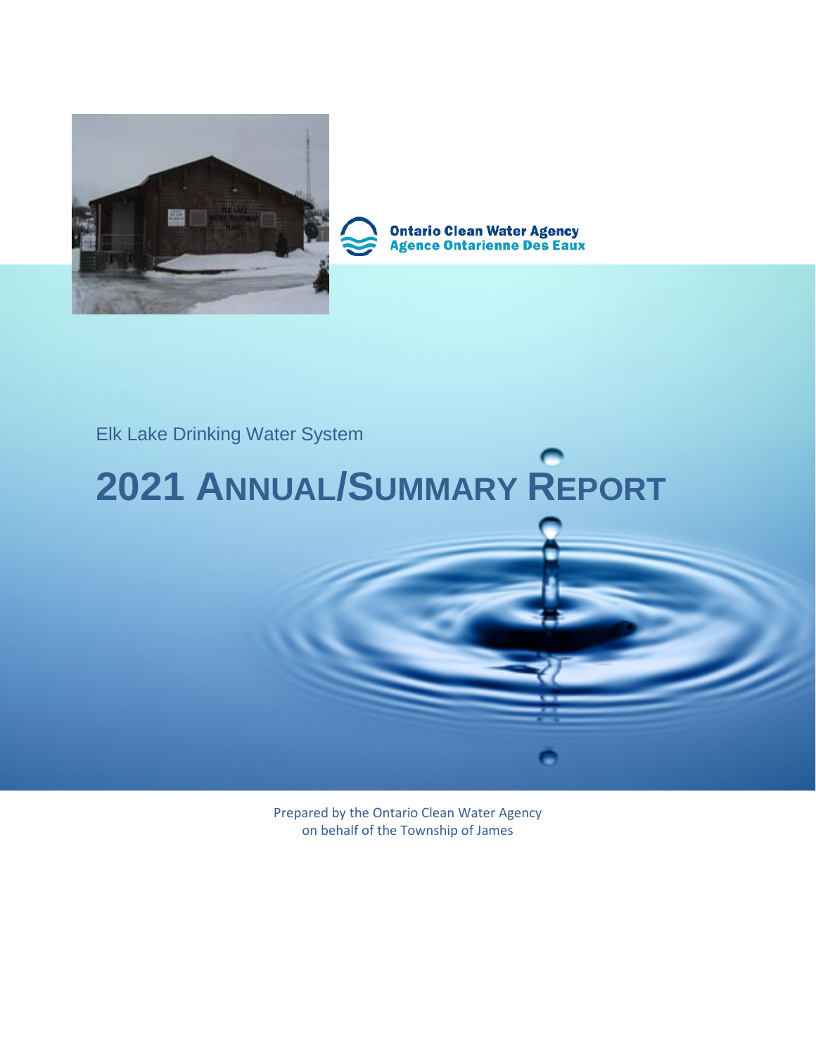Ontario Clean Water Agency
Agence Ontarienne Des Eaux

Elk Lake Drinking Water System

# 2021 ANNUAL/SUMMARY REPORT

Prepared by the Ontario Clean Water Agency
on behalf of the Township of James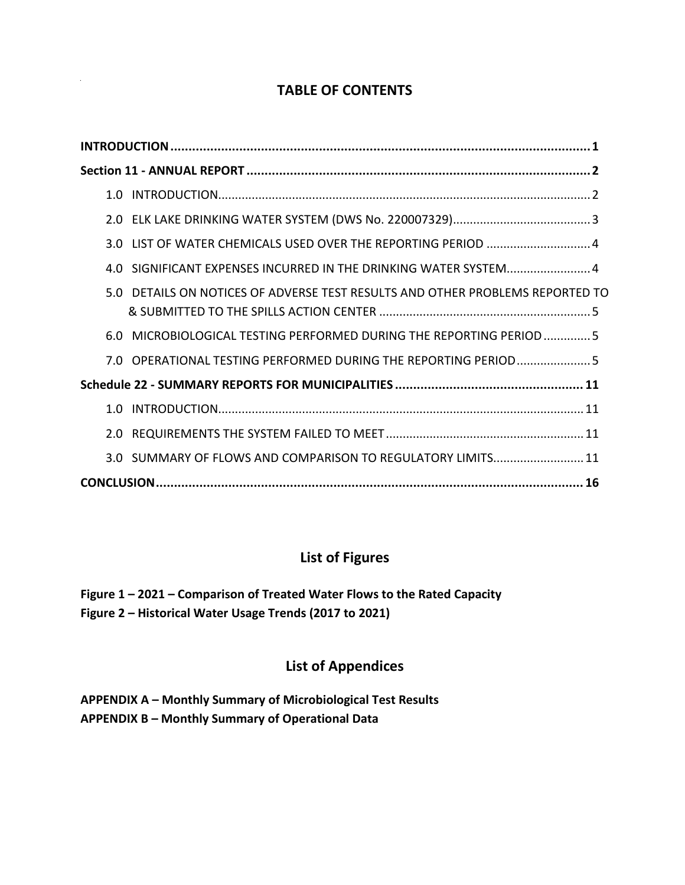# TABLE OF CONTENTS

**INTRODUCTION** .......................................................................................................... **1**

**Section 11 - ANNUAL REPORT** .................................................................................. **2**

- 1.0 INTRODUCTION.................................................................................................... 2
- 2.0 ELK LAKE DRINKING WATER SYSTEM (DWS No. 220007329).......................................... 3
- 3.0 LIST OF WATER CHEMICALS USED OVER THE REPORTING PERIOD ............................... 4
- 4.0 SIGNIFICANT EXPENSES INCURRED IN THE DRINKING WATER SYSTEM......................... 4
- 5.0 DETAILS ON NOTICES OF ADVERSE TEST RESULTS AND OTHER PROBLEMS REPORTED TO & SUBMITTED TO THE SPILLS ACTION CENTER ............................................................... 5
- 6.0 MICROBIOLOGICAL TESTING PERFORMED DURING THE REPORTING PERIOD .............. 5
- 7.0 OPERATIONAL TESTING PERFORMED DURING THE REPORTING PERIOD ...................... 5

**Schedule 22 - SUMMARY REPORTS FOR MUNICIPALITIES** ................................................... **11**

- 1.0 INTRODUCTION.................................................................................................... 11
- 2.0 REQUIREMENTS THE SYSTEM FAILED TO MEET .......................................................... 11
- 3.0 SUMMARY OF FLOWS AND COMPARISON TO REGULATORY LIMITS........................... 11

**CONCLUSION** ............................................................................................................ **16**

## List of Figures

**Figure 1 – 2021 – Comparison of Treated Water Flows to the Rated Capacity**
**Figure 2 – Historical Water Usage Trends (2017 to 2021)**

## List of Appendices

**APPENDIX A – Monthly Summary of Microbiological Test Results**
**APPENDIX B – Monthly Summary of Operational Data**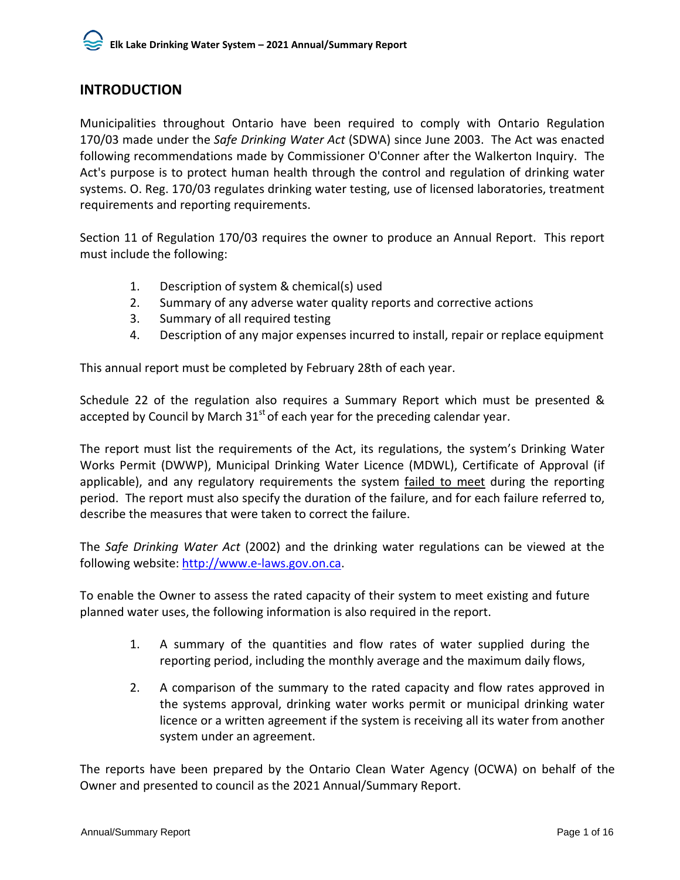## INTRODUCTION

Municipalities throughout Ontario have been required to comply with Ontario Regulation 170/03 made under the *Safe Drinking Water Act* (SDWA) since June 2003. The Act was enacted following recommendations made by Commissioner O'Conner after the Walkerton Inquiry. The Act's purpose is to protect human health through the control and regulation of drinking water systems. O. Reg. 170/03 regulates drinking water testing, use of licensed laboratories, treatment requirements and reporting requirements.

Section 11 of Regulation 170/03 requires the owner to produce an Annual Report. This report must include the following:

1. Description of system & chemical(s) used
2. Summary of any adverse water quality reports and corrective actions
3. Summary of all required testing
4. Description of any major expenses incurred to install, repair or replace equipment

This annual report must be completed by February 28th of each year.

Schedule 22 of the regulation also requires a Summary Report which must be presented & accepted by Council by March 31st of each year for the preceding calendar year.

The report must list the requirements of the Act, its regulations, the system's Drinking Water Works Permit (DWWP), Municipal Drinking Water Licence (MDWL), Certificate of Approval (if applicable), and any regulatory requirements the system failed to meet during the reporting period. The report must also specify the duration of the failure, and for each failure referred to, describe the measures that were taken to correct the failure.

The *Safe Drinking Water Act* (2002) and the drinking water regulations can be viewed at the following website: http://www.e-laws.gov.on.ca.

To enable the Owner to assess the rated capacity of their system to meet existing and future planned water uses, the following information is also required in the report.

1. A summary of the quantities and flow rates of water supplied during the reporting period, including the monthly average and the maximum daily flows,
2. A comparison of the summary to the rated capacity and flow rates approved in the systems approval, drinking water works permit or municipal drinking water licence or a written agreement if the system is receiving all its water from another system under an agreement.

The reports have been prepared by the Ontario Clean Water Agency (OCWA) on behalf of the Owner and presented to council as the 2021 Annual/Summary Report.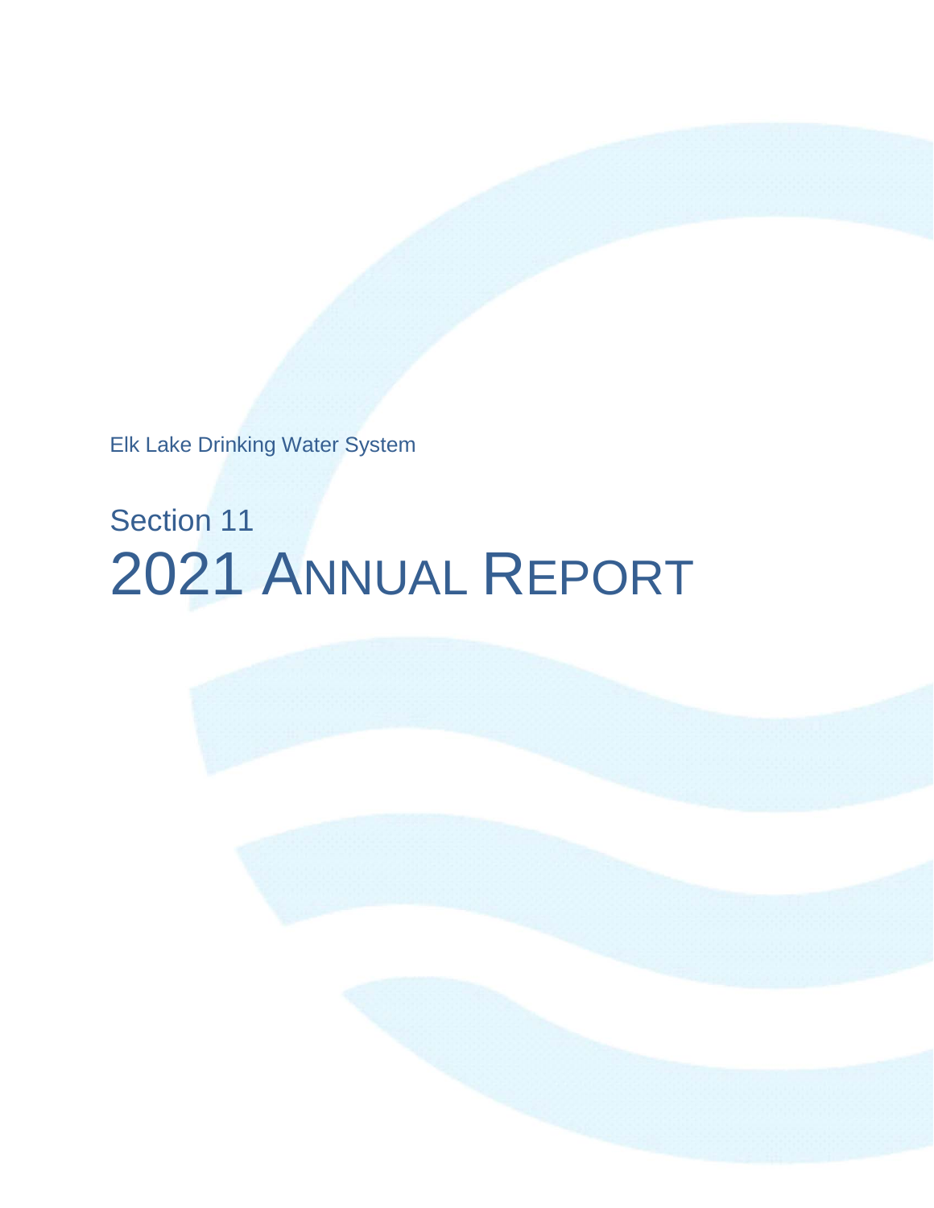Elk Lake Drinking Water System

# Section 11

# 2021 Annual Report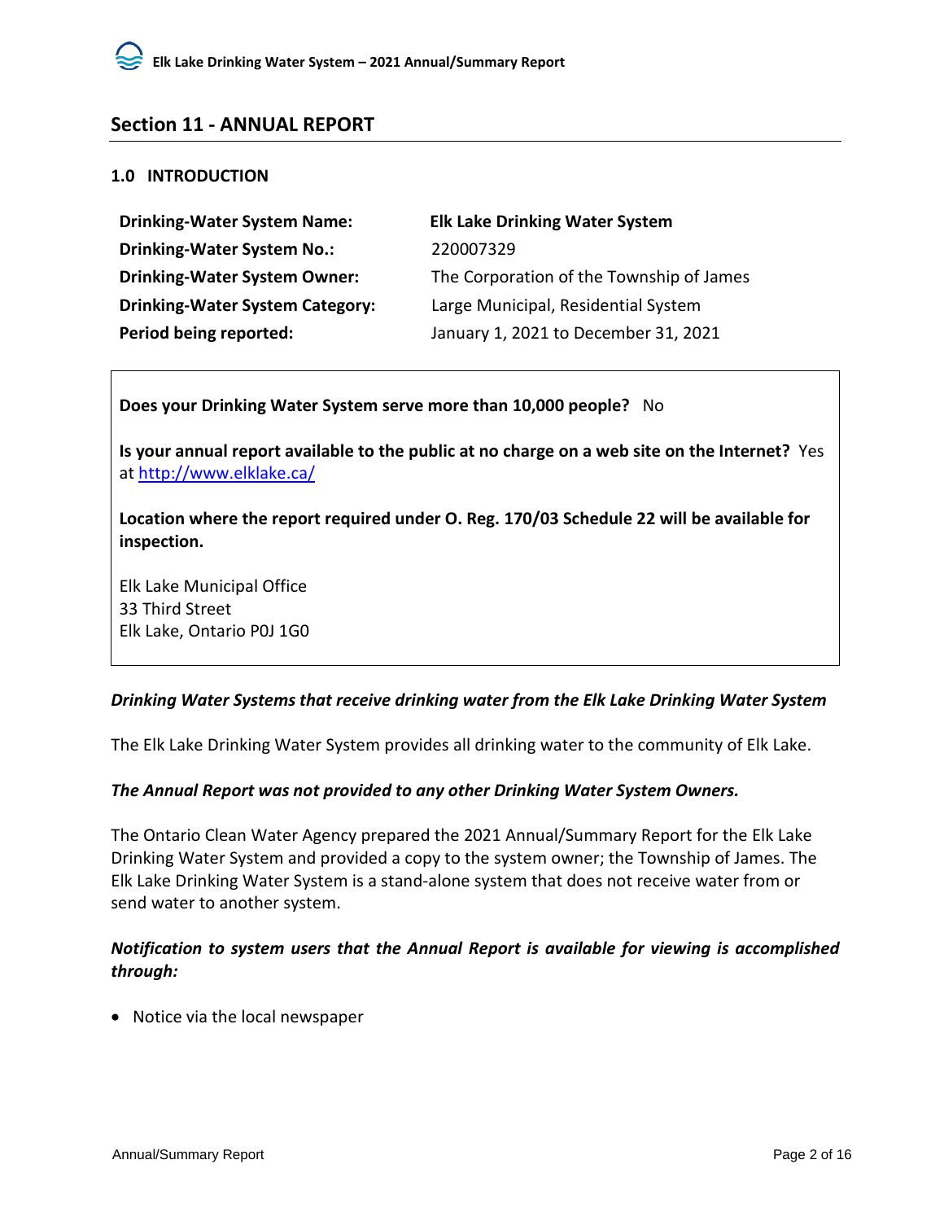## Section 11 - ANNUAL REPORT

### 1.0 INTRODUCTION

| | |
|---|---|
| **Drinking-Water System Name:** | **Elk Lake Drinking Water System** |
| **Drinking-Water System No.:** | 220007329 |
| **Drinking-Water System Owner:** | The Corporation of the Township of James |
| **Drinking-Water System Category:** | Large Municipal, Residential System |
| **Period being reported:** | January 1, 2021 to December 31, 2021 |

**Does your Drinking Water System serve more than 10,000 people?** No

**Is your annual report available to the public at no charge on a web site on the Internet?** Yes at http://www.elklake.ca/

**Location where the report required under O. Reg. 170/03 Schedule 22 will be available for inspection.**

Elk Lake Municipal Office
33 Third Street
Elk Lake, Ontario P0J 1G0

***Drinking Water Systems that receive drinking water from the Elk Lake Drinking Water System***

The Elk Lake Drinking Water System provides all drinking water to the community of Elk Lake.

***The Annual Report was not provided to any other Drinking Water System Owners.***

The Ontario Clean Water Agency prepared the 2021 Annual/Summary Report for the Elk Lake Drinking Water System and provided a copy to the system owner; the Township of James. The Elk Lake Drinking Water System is a stand-alone system that does not receive water from or send water to another system.

***Notification to system users that the Annual Report is available for viewing is accomplished through:***

- Notice via the local newspaper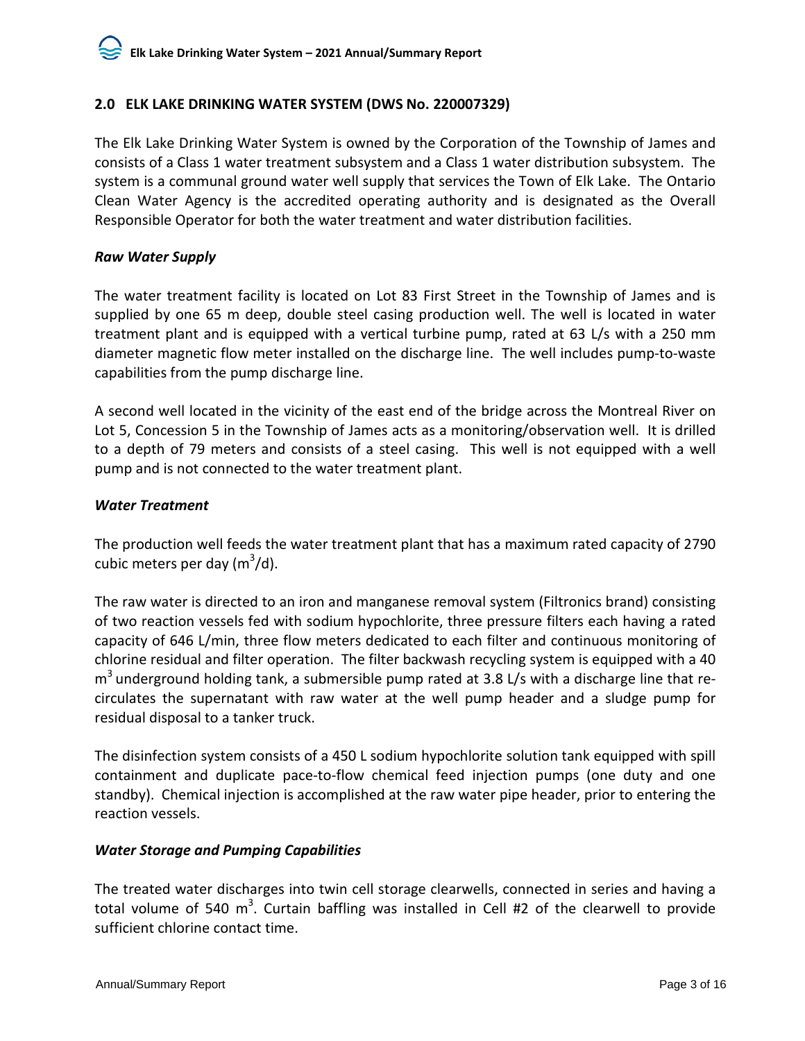## 2.0 ELK LAKE DRINKING WATER SYSTEM (DWS No. 220007329)

The Elk Lake Drinking Water System is owned by the Corporation of the Township of James and consists of a Class 1 water treatment subsystem and a Class 1 water distribution subsystem. The system is a communal ground water well supply that services the Town of Elk Lake. The Ontario Clean Water Agency is the accredited operating authority and is designated as the Overall Responsible Operator for both the water treatment and water distribution facilities.

### *Raw Water Supply*

The water treatment facility is located on Lot 83 First Street in the Township of James and is supplied by one 65 m deep, double steel casing production well. The well is located in water treatment plant and is equipped with a vertical turbine pump, rated at 63 L/s with a 250 mm diameter magnetic flow meter installed on the discharge line. The well includes pump-to-waste capabilities from the pump discharge line.

A second well located in the vicinity of the east end of the bridge across the Montreal River on Lot 5, Concession 5 in the Township of James acts as a monitoring/observation well. It is drilled to a depth of 79 meters and consists of a steel casing. This well is not equipped with a well pump and is not connected to the water treatment plant.

### *Water Treatment*

The production well feeds the water treatment plant that has a maximum rated capacity of 2790 cubic meters per day ($m^3$/d).

The raw water is directed to an iron and manganese removal system (Filtronics brand) consisting of two reaction vessels fed with sodium hypochlorite, three pressure filters each having a rated capacity of 646 L/min, three flow meters dedicated to each filter and continuous monitoring of chlorine residual and filter operation. The filter backwash recycling system is equipped with a 40 $m^3$ underground holding tank, a submersible pump rated at 3.8 L/s with a discharge line that re-circulates the supernatant with raw water at the well pump header and a sludge pump for residual disposal to a tanker truck.

The disinfection system consists of a 450 L sodium hypochlorite solution tank equipped with spill containment and duplicate pace-to-flow chemical feed injection pumps (one duty and one standby). Chemical injection is accomplished at the raw water pipe header, prior to entering the reaction vessels.

### *Water Storage and Pumping Capabilities*

The treated water discharges into twin cell storage clearwells, connected in series and having a total volume of 540 $m^3$. Curtain baffling was installed in Cell #2 of the clearwell to provide sufficient chlorine contact time.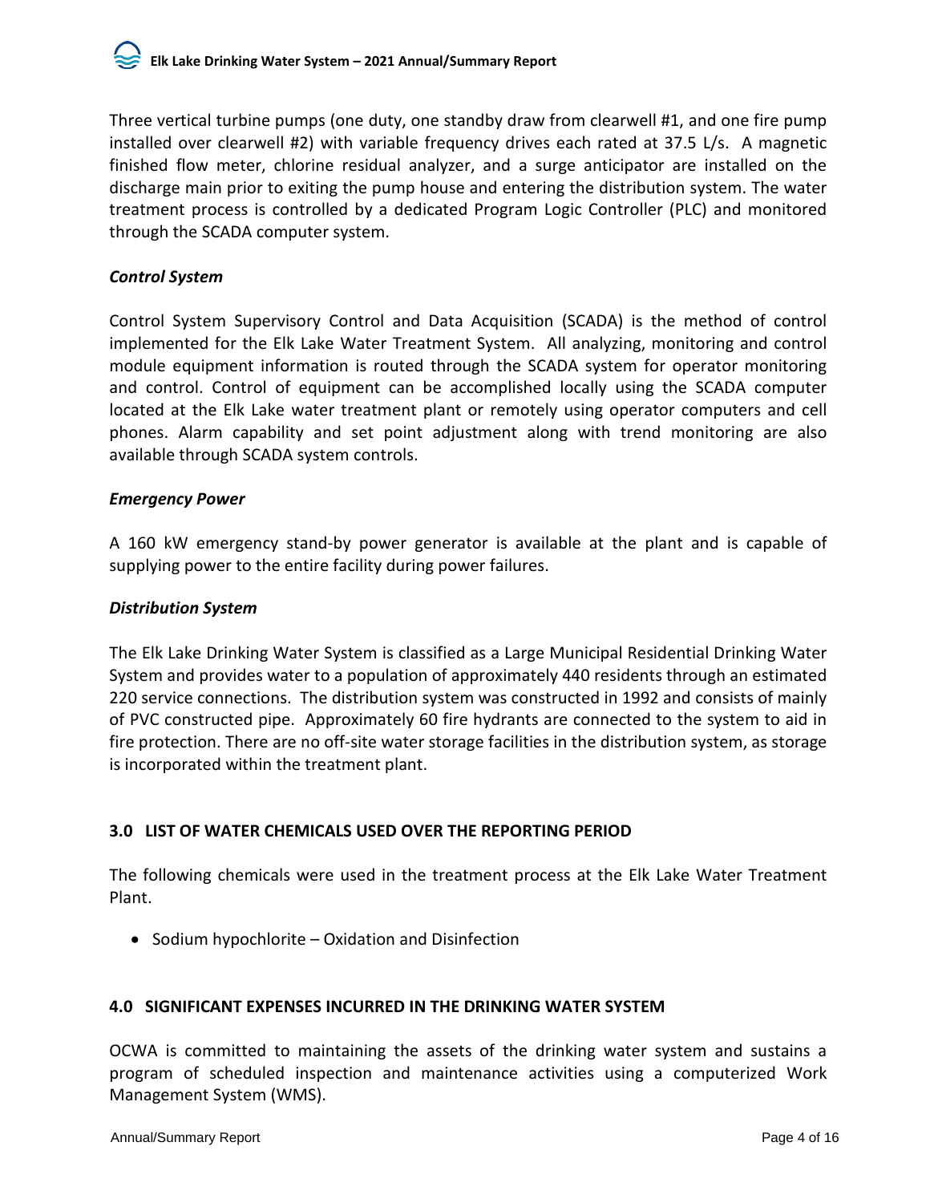Three vertical turbine pumps (one duty, one standby draw from clearwell #1, and one fire pump installed over clearwell #2) with variable frequency drives each rated at 37.5 L/s. A magnetic finished flow meter, chlorine residual analyzer, and a surge anticipator are installed on the discharge main prior to exiting the pump house and entering the distribution system. The water treatment process is controlled by a dedicated Program Logic Controller (PLC) and monitored through the SCADA computer system.

### *Control System*

Control System Supervisory Control and Data Acquisition (SCADA) is the method of control implemented for the Elk Lake Water Treatment System. All analyzing, monitoring and control module equipment information is routed through the SCADA system for operator monitoring and control. Control of equipment can be accomplished locally using the SCADA computer located at the Elk Lake water treatment plant or remotely using operator computers and cell phones. Alarm capability and set point adjustment along with trend monitoring are also available through SCADA system controls.

### *Emergency Power*

A 160 kW emergency stand-by power generator is available at the plant and is capable of supplying power to the entire facility during power failures.

### *Distribution System*

The Elk Lake Drinking Water System is classified as a Large Municipal Residential Drinking Water System and provides water to a population of approximately 440 residents through an estimated 220 service connections. The distribution system was constructed in 1992 and consists of mainly of PVC constructed pipe. Approximately 60 fire hydrants are connected to the system to aid in fire protection. There are no off-site water storage facilities in the distribution system, as storage is incorporated within the treatment plant.

## 3.0 LIST OF WATER CHEMICALS USED OVER THE REPORTING PERIOD

The following chemicals were used in the treatment process at the Elk Lake Water Treatment Plant.

- Sodium hypochlorite – Oxidation and Disinfection

## 4.0 SIGNIFICANT EXPENSES INCURRED IN THE DRINKING WATER SYSTEM

OCWA is committed to maintaining the assets of the drinking water system and sustains a program of scheduled inspection and maintenance activities using a computerized Work Management System (WMS).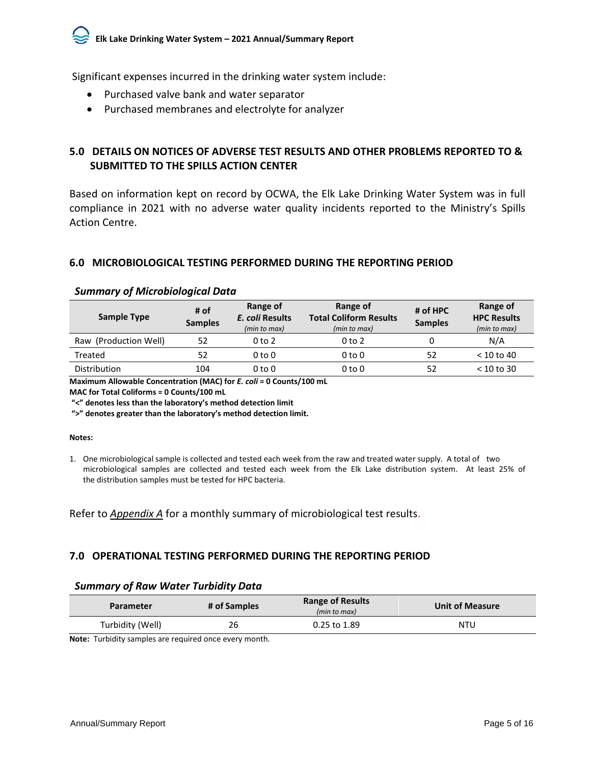Significant expenses incurred in the drinking water system include:

- Purchased valve bank and water separator
- Purchased membranes and electrolyte for analyzer

## 5.0 DETAILS ON NOTICES OF ADVERSE TEST RESULTS AND OTHER PROBLEMS REPORTED TO & SUBMITTED TO THE SPILLS ACTION CENTER

Based on information kept on record by OCWA, the Elk Lake Drinking Water System was in full compliance in 2021 with no adverse water quality incidents reported to the Ministry's Spills Action Centre.

## 6.0 MICROBIOLOGICAL TESTING PERFORMED DURING THE REPORTING PERIOD

### *Summary of Microbiological Data*

| Sample Type | # of Samples | Range of *E. coli* Results *(min to max)* | Range of Total Coliform Results *(min to max)* | # of HPC Samples | Range of HPC Results *(min to max)* |
|---|---|---|---|---|---|
| Raw (Production Well) | 52 | 0 to 2 | 0 to 2 | 0 | N/A |
| Treated | 52 | 0 to 0 | 0 to 0 | 52 | < 10 to 40 |
| Distribution | 104 | 0 to 0 | 0 to 0 | 52 | < 10 to 30 |

**Maximum Allowable Concentration (MAC) for *E. coli* = 0 Counts/100 mL**
**MAC for Total Coliforms = 0 Counts/100 mL**
**"<" denotes less than the laboratory's method detection limit**
**">" denotes greater than the laboratory's method detection limit.**

**Notes:**

1. One microbiological sample is collected and tested each week from the raw and treated water supply. A total of two microbiological samples are collected and tested each week from the Elk Lake distribution system. At least 25% of the distribution samples must be tested for HPC bacteria.

Refer to *Appendix A* for a monthly summary of microbiological test results.

## 7.0 OPERATIONAL TESTING PERFORMED DURING THE REPORTING PERIOD

### *Summary of Raw Water Turbidity Data*

| Parameter | # of Samples | Range of Results *(min to max)* | Unit of Measure |
|---|---|---|---|
| Turbidity (Well) | 26 | 0.25 to 1.89 | NTU |

**Note:** Turbidity samples are required once every month.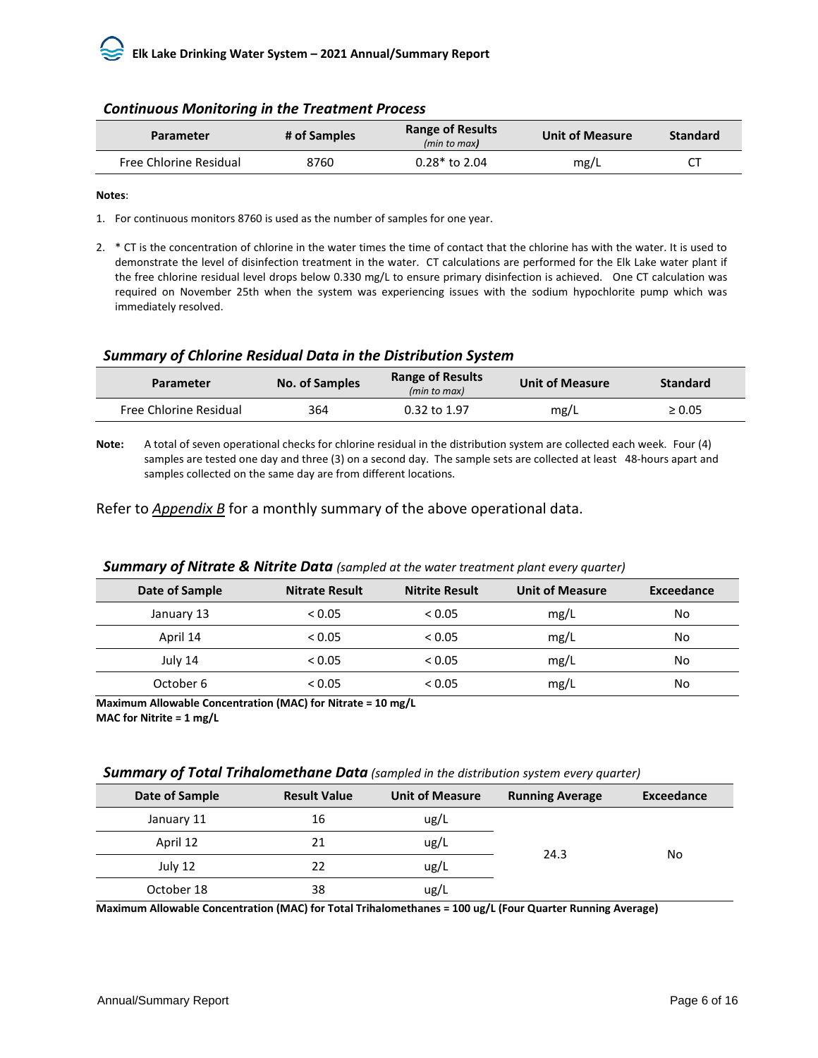### *Continuous Monitoring in the Treatment Process*

| Parameter | # of Samples | Range of Results *(min to max)* | Unit of Measure | Standard |
|---|---|---|---|---|
| Free Chlorine Residual | 8760 | 0.28* to 2.04 | mg/L | CT |

**Notes**:

1. For continuous monitors 8760 is used as the number of samples for one year.
2. * CT is the concentration of chlorine in the water times the time of contact that the chlorine has with the water. It is used to demonstrate the level of disinfection treatment in the water. CT calculations are performed for the Elk Lake water plant if the free chlorine residual level drops below 0.330 mg/L to ensure primary disinfection is achieved. One CT calculation was required on November 25th when the system was experiencing issues with the sodium hypochlorite pump which was immediately resolved.

### *Summary of Chlorine Residual Data in the Distribution System*

| Parameter | No. of Samples | Range of Results *(min to max)* | Unit of Measure | Standard |
|---|---|---|---|---|
| Free Chlorine Residual | 364 | 0.32 to 1.97 | mg/L | ≥ 0.05 |

**Note:** A total of seven operational checks for chlorine residual in the distribution system are collected each week. Four (4) samples are tested one day and three (3) on a second day. The sample sets are collected at least 48-hours apart and samples collected on the same day are from different locations.

Refer to *Appendix B* for a monthly summary of the above operational data.

### *Summary of Nitrate & Nitrite Data* *(sampled at the water treatment plant every quarter)*

| Date of Sample | Nitrate Result | Nitrite Result | Unit of Measure | Exceedance |
|---|---|---|---|---|
| January 13 | < 0.05 | < 0.05 | mg/L | No |
| April 14 | < 0.05 | < 0.05 | mg/L | No |
| July 14 | < 0.05 | < 0.05 | mg/L | No |
| October 6 | < 0.05 | < 0.05 | mg/L | No |

**Maximum Allowable Concentration (MAC) for Nitrate = 10 mg/L**
**MAC for Nitrite = 1 mg/L**

### *Summary of Total Trihalomethane Data* *(sampled in the distribution system every quarter)*

| Date of Sample | Result Value | Unit of Measure | Running Average | Exceedance |
|---|---|---|---|---|
| January 11 | 16 | ug/L | 24.3 | No |
| April 12 | 21 | ug/L | | |
| July 12 | 22 | ug/L | | |
| October 18 | 38 | ug/L | | |

**Maximum Allowable Concentration (MAC) for Total Trihalomethanes = 100 ug/L (Four Quarter Running Average)**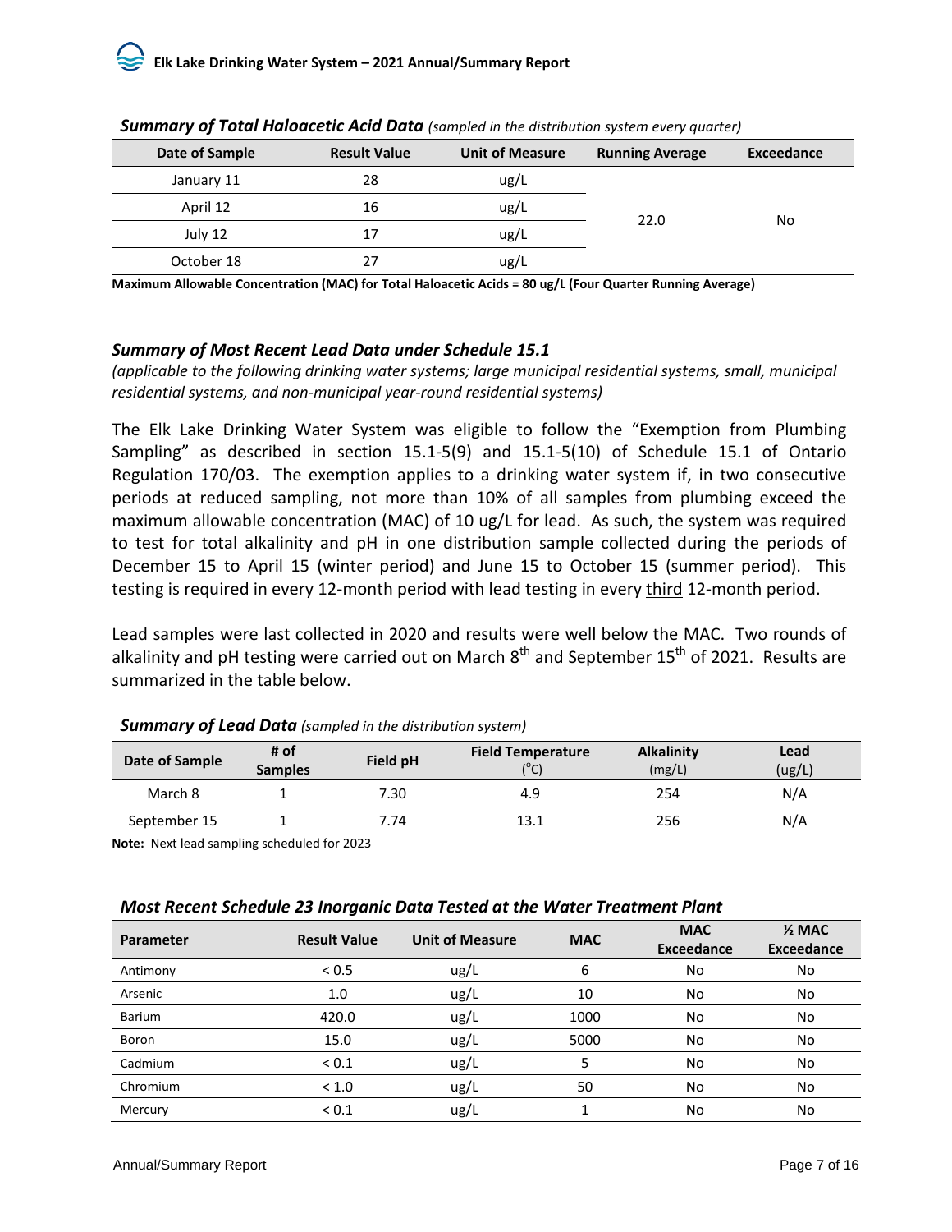***Summary of Total Haloacetic Acid Data*** *(sampled in the distribution system every quarter)*

| Date of Sample | Result Value | Unit of Measure | Running Average | Exceedance |
|---|---|---|---|---|
| January 11 | 28 | ug/L | 22.0 | No |
| April 12 | 16 | ug/L | | |
| July 12 | 17 | ug/L | | |
| October 18 | 27 | ug/L | | |

**Maximum Allowable Concentration (MAC) for Total Haloacetic Acids = 80 ug/L (Four Quarter Running Average)**

### *Summary of Most Recent Lead Data under Schedule 15.1*

*(applicable to the following drinking water systems; large municipal residential systems, small, municipal residential systems, and non-municipal year-round residential systems)*

The Elk Lake Drinking Water System was eligible to follow the "Exemption from Plumbing Sampling" as described in section 15.1-5(9) and 15.1-5(10) of Schedule 15.1 of Ontario Regulation 170/03. The exemption applies to a drinking water system if, in two consecutive periods at reduced sampling, not more than 10% of all samples from plumbing exceed the maximum allowable concentration (MAC) of 10 ug/L for lead. As such, the system was required to test for total alkalinity and pH in one distribution sample collected during the periods of December 15 to April 15 (winter period) and June 15 to October 15 (summer period). This testing is required in every 12-month period with lead testing in every <u>third</u> 12-month period.

Lead samples were last collected in 2020 and results were well below the MAC. Two rounds of alkalinity and pH testing were carried out on March 8th and September 15th of 2021. Results are summarized in the table below.

***Summary of Lead Data*** *(sampled in the distribution system)*

| Date of Sample | # of Samples | Field pH | Field Temperature (°C) | Alkalinity (mg/L) | Lead (ug/L) |
|---|---|---|---|---|---|
| March 8 | 1 | 7.30 | 4.9 | 254 | N/A |
| September 15 | 1 | 7.74 | 13.1 | 256 | N/A |

**Note:** Next lead sampling scheduled for 2023

***Most Recent Schedule 23 Inorganic Data Tested at the Water Treatment Plant***

| Parameter | Result Value | Unit of Measure | MAC | MAC Exceedance | ½ MAC Exceedance |
|---|---|---|---|---|---|
| Antimony | < 0.5 | ug/L | 6 | No | No |
| Arsenic | 1.0 | ug/L | 10 | No | No |
| Barium | 420.0 | ug/L | 1000 | No | No |
| Boron | 15.0 | ug/L | 5000 | No | No |
| Cadmium | < 0.1 | ug/L | 5 | No | No |
| Chromium | < 1.0 | ug/L | 50 | No | No |
| Mercury | < 0.1 | ug/L | 1 | No | No |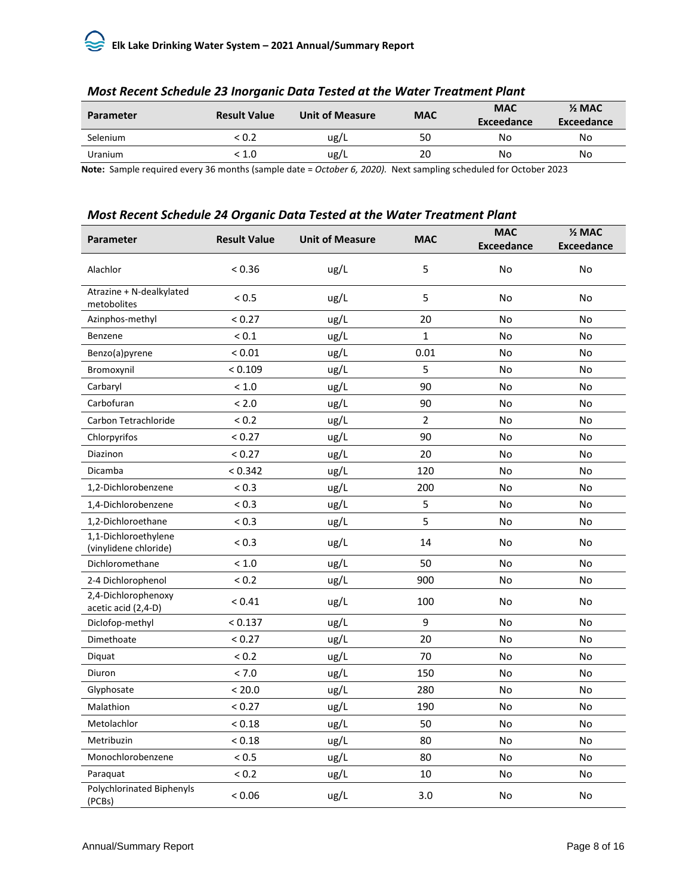### *Most Recent Schedule 23 Inorganic Data Tested at the Water Treatment Plant*

| Parameter | Result Value | Unit of Measure | MAC | MAC Exceedance | ½ MAC Exceedance |
|---|---|---|---|---|---|
| Selenium | < 0.2 | ug/L | 50 | No | No |
| Uranium | < 1.0 | ug/L | 20 | No | No |

**Note:** Sample required every 36 months (sample date = *October 6, 2020).* Next sampling scheduled for October 2023

### *Most Recent Schedule 24 Organic Data Tested at the Water Treatment Plant*

| Parameter | Result Value | Unit of Measure | MAC | MAC Exceedance | ½ MAC Exceedance |
|---|---|---|---|---|---|
| Alachlor | < 0.36 | ug/L | 5 | No | No |
| Atrazine + N-dealkylated metobolites | < 0.5 | ug/L | 5 | No | No |
| Azinphos-methyl | < 0.27 | ug/L | 20 | No | No |
| Benzene | < 0.1 | ug/L | 1 | No | No |
| Benzo(a)pyrene | < 0.01 | ug/L | 0.01 | No | No |
| Bromoxynil | < 0.109 | ug/L | 5 | No | No |
| Carbaryl | < 1.0 | ug/L | 90 | No | No |
| Carbofuran | < 2.0 | ug/L | 90 | No | No |
| Carbon Tetrachloride | < 0.2 | ug/L | 2 | No | No |
| Chlorpyrifos | < 0.27 | ug/L | 90 | No | No |
| Diazinon | < 0.27 | ug/L | 20 | No | No |
| Dicamba | < 0.342 | ug/L | 120 | No | No |
| 1,2-Dichlorobenzene | < 0.3 | ug/L | 200 | No | No |
| 1,4-Dichlorobenzene | < 0.3 | ug/L | 5 | No | No |
| 1,2-Dichloroethane | < 0.3 | ug/L | 5 | No | No |
| 1,1-Dichloroethylene (vinylidene chloride) | < 0.3 | ug/L | 14 | No | No |
| Dichloromethane | < 1.0 | ug/L | 50 | No | No |
| 2-4 Dichlorophenol | < 0.2 | ug/L | 900 | No | No |
| 2,4-Dichlorophenoxy acetic acid (2,4-D) | < 0.41 | ug/L | 100 | No | No |
| Diclofop-methyl | < 0.137 | ug/L | 9 | No | No |
| Dimethoate | < 0.27 | ug/L | 20 | No | No |
| Diquat | < 0.2 | ug/L | 70 | No | No |
| Diuron | < 7.0 | ug/L | 150 | No | No |
| Glyphosate | < 20.0 | ug/L | 280 | No | No |
| Malathion | < 0.27 | ug/L | 190 | No | No |
| Metolachlor | < 0.18 | ug/L | 50 | No | No |
| Metribuzin | < 0.18 | ug/L | 80 | No | No |
| Monochlorobenzene | < 0.5 | ug/L | 80 | No | No |
| Paraquat | < 0.2 | ug/L | 10 | No | No |
| Polychlorinated Biphenyls (PCBs) | < 0.06 | ug/L | 3.0 | No | No |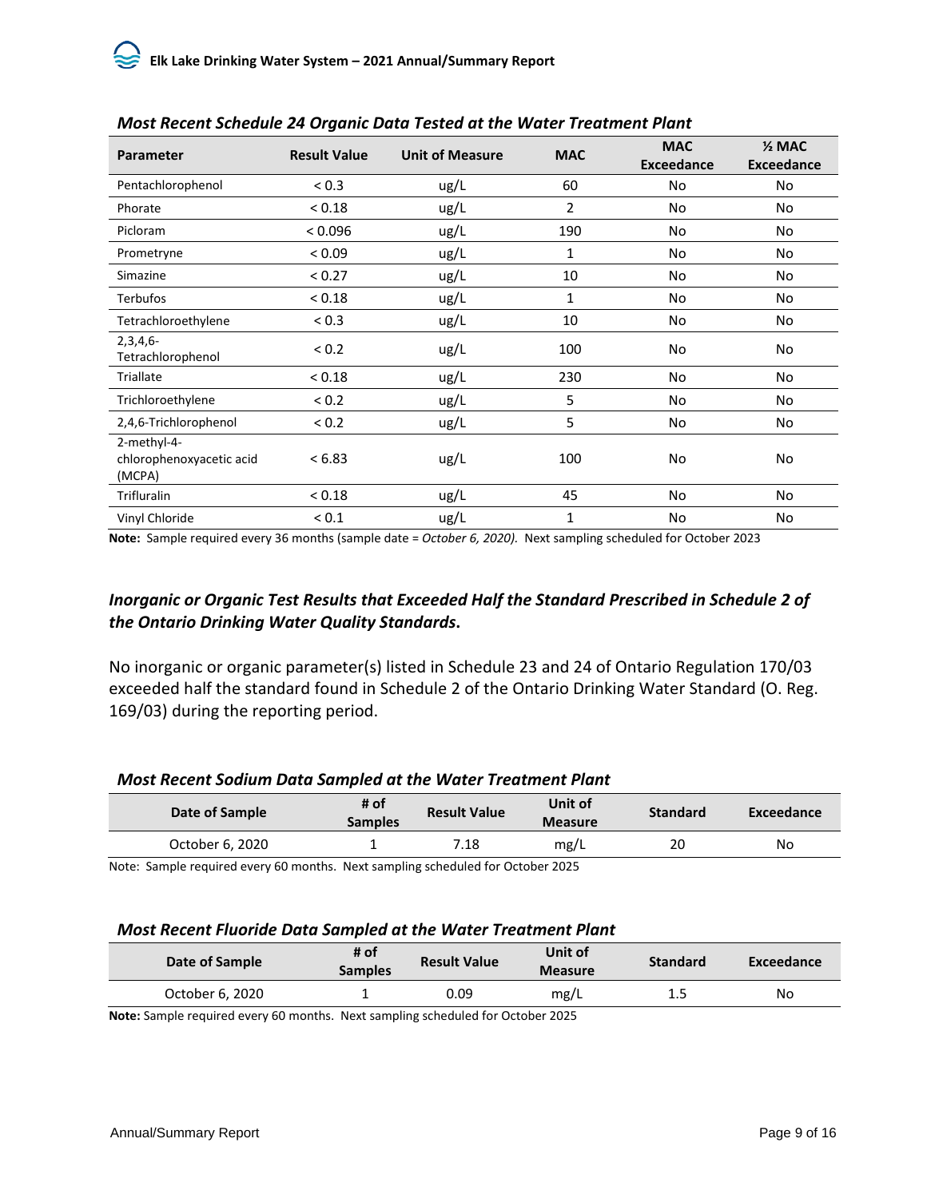### *Most Recent Schedule 24 Organic Data Tested at the Water Treatment Plant*

| Parameter | Result Value | Unit of Measure | MAC | MAC Exceedance | ½ MAC Exceedance |
|---|---|---|---|---|---|
| Pentachlorophenol | < 0.3 | ug/L | 60 | No | No |
| Phorate | < 0.18 | ug/L | 2 | No | No |
| Picloram | < 0.096 | ug/L | 190 | No | No |
| Prometryne | < 0.09 | ug/L | 1 | No | No |
| Simazine | < 0.27 | ug/L | 10 | No | No |
| Terbufos | < 0.18 | ug/L | 1 | No | No |
| Tetrachloroethylene | < 0.3 | ug/L | 10 | No | No |
| 2,3,4,6-Tetrachlorophenol | < 0.2 | ug/L | 100 | No | No |
| Triallate | < 0.18 | ug/L | 230 | No | No |
| Trichloroethylene | < 0.2 | ug/L | 5 | No | No |
| 2,4,6-Trichlorophenol | < 0.2 | ug/L | 5 | No | No |
| 2-methyl-4-chlorophenoxyacetic acid (MCPA) | < 6.83 | ug/L | 100 | No | No |
| Trifluralin | < 0.18 | ug/L | 45 | No | No |
| Vinyl Chloride | < 0.1 | ug/L | 1 | No | No |

**Note:** Sample required every 36 months (sample date = *October 6, 2020)*. Next sampling scheduled for October 2023

### *Inorganic or Organic Test Results that Exceeded Half the Standard Prescribed in Schedule 2 of the Ontario Drinking Water Quality Standards.*

No inorganic or organic parameter(s) listed in Schedule 23 and 24 of Ontario Regulation 170/03 exceeded half the standard found in Schedule 2 of the Ontario Drinking Water Standard (O. Reg. 169/03) during the reporting period.

### *Most Recent Sodium Data Sampled at the Water Treatment Plant*

| Date of Sample | # of Samples | Result Value | Unit of Measure | Standard | Exceedance |
|---|---|---|---|---|---|
| October 6, 2020 | 1 | 7.18 | mg/L | 20 | No |

Note: Sample required every 60 months. Next sampling scheduled for October 2025

### *Most Recent Fluoride Data Sampled at the Water Treatment Plant*

| Date of Sample | # of Samples | Result Value | Unit of Measure | Standard | Exceedance |
|---|---|---|---|---|---|
| October 6, 2020 | 1 | 0.09 | mg/L | 1.5 | No |

**Note:** Sample required every 60 months. Next sampling scheduled for October 2025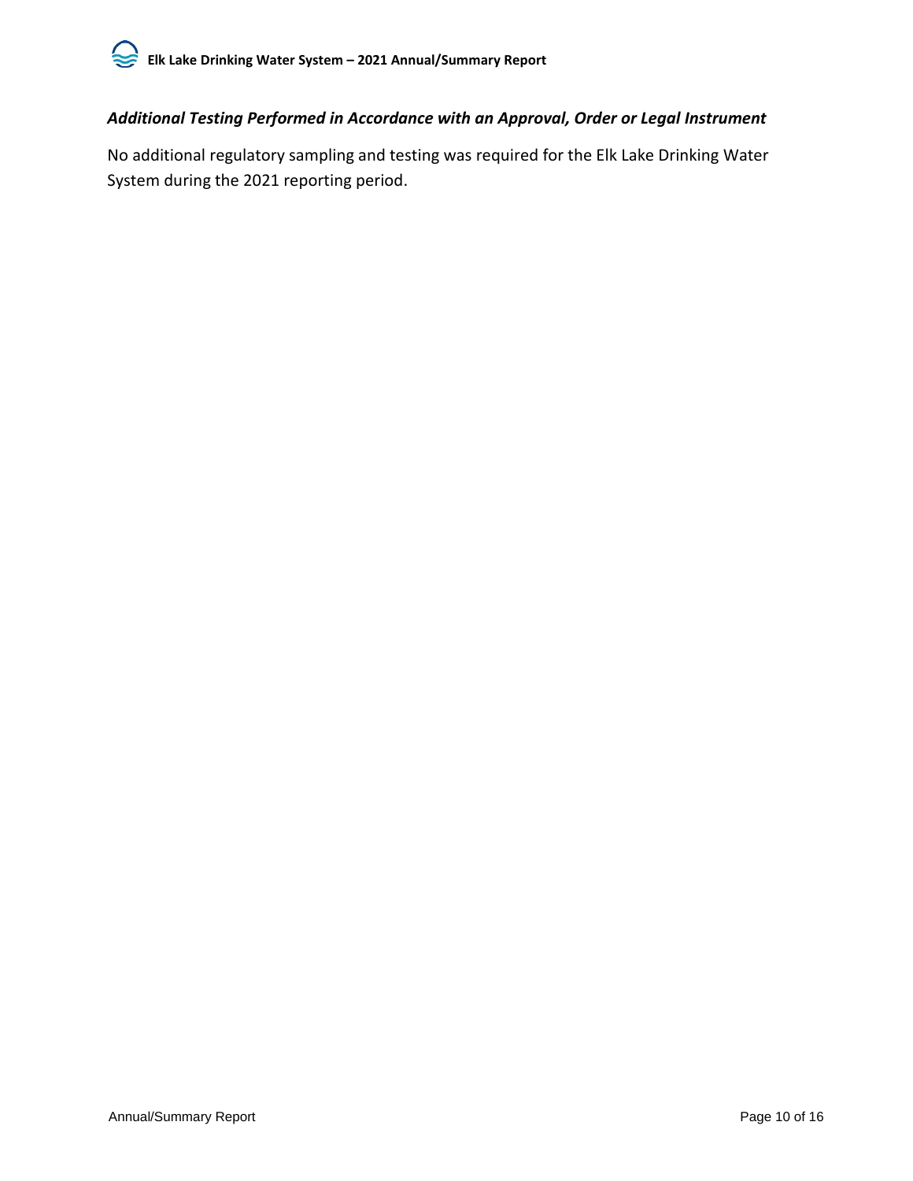### *Additional Testing Performed in Accordance with an Approval, Order or Legal Instrument*

No additional regulatory sampling and testing was required for the Elk Lake Drinking Water System during the 2021 reporting period.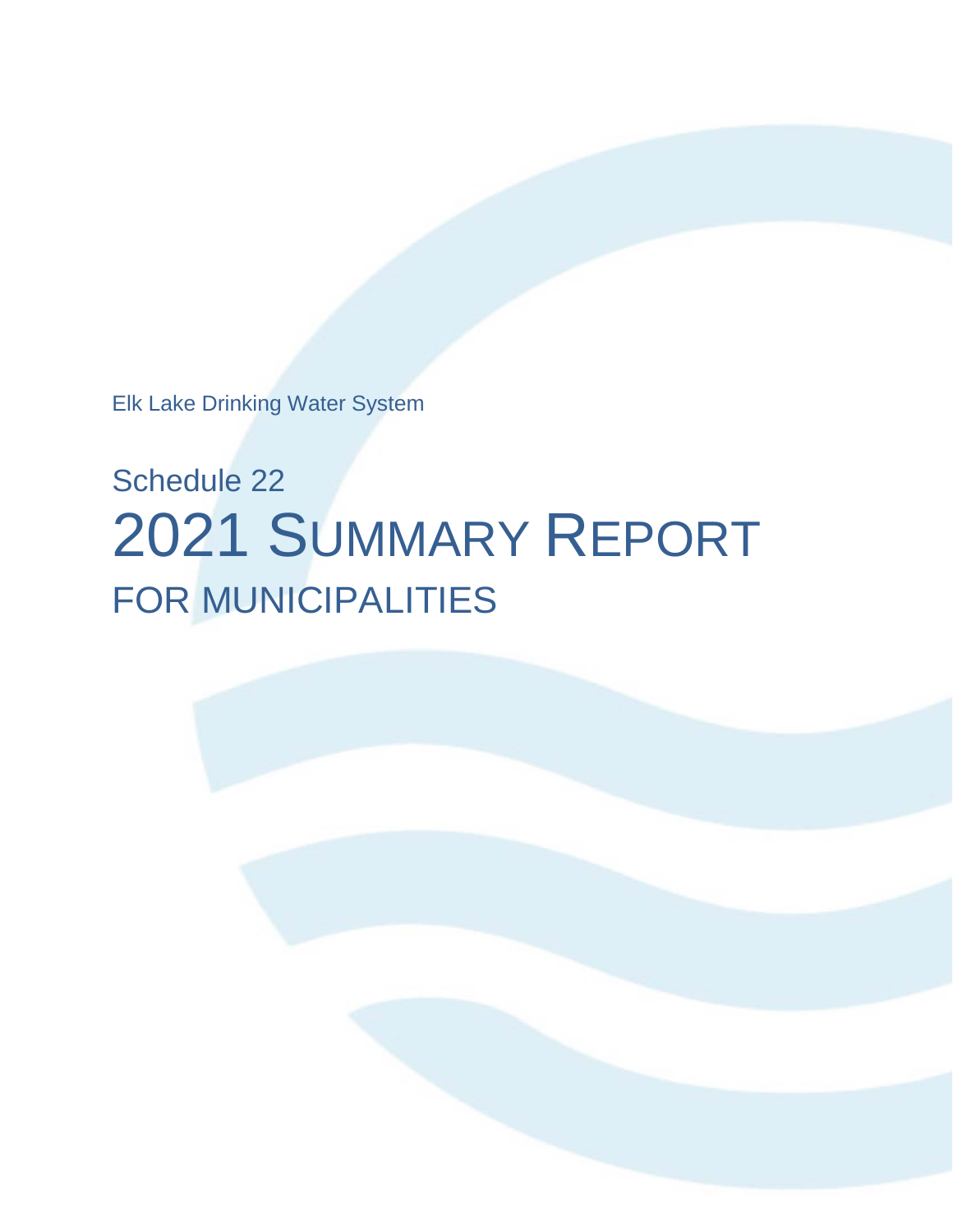Elk Lake Drinking Water System

# Schedule 22

# 2021 SUMMARY REPORT

## FOR MUNICIPALITIES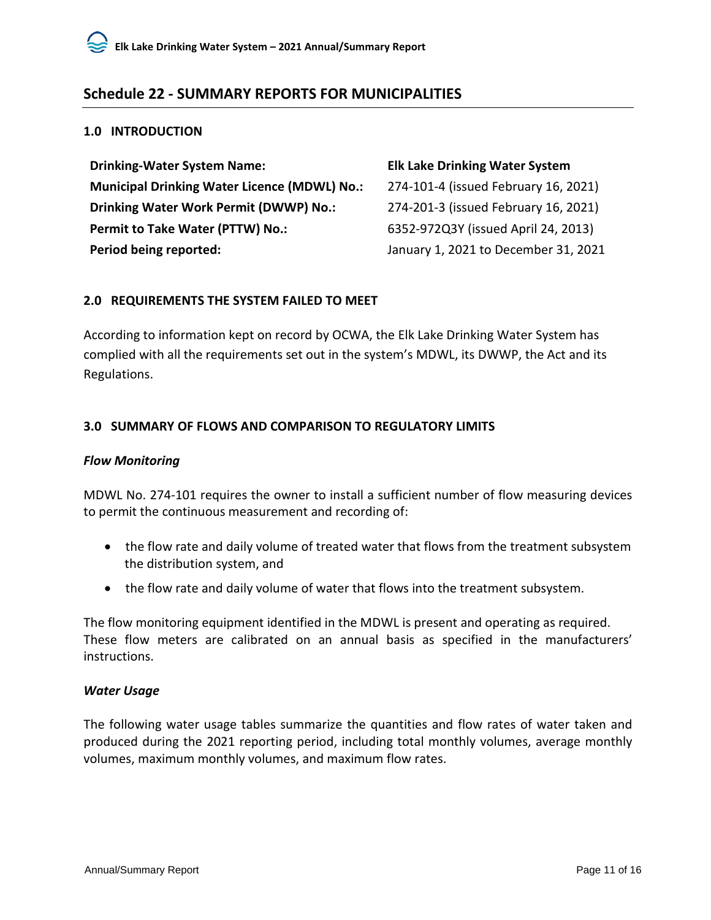## Schedule 22 - SUMMARY REPORTS FOR MUNICIPALITIES

### 1.0 INTRODUCTION

| | |
|---|---|
| **Drinking-Water System Name:** | **Elk Lake Drinking Water System** |
| **Municipal Drinking Water Licence (MDWL) No.:** | 274-101-4 (issued February 16, 2021) |
| **Drinking Water Work Permit (DWWP) No.:** | 274-201-3 (issued February 16, 2021) |
| **Permit to Take Water (PTTW) No.:** | 6352-972Q3Y (issued April 24, 2013) |
| **Period being reported:** | January 1, 2021 to December 31, 2021 |

### 2.0 REQUIREMENTS THE SYSTEM FAILED TO MEET

According to information kept on record by OCWA, the Elk Lake Drinking Water System has complied with all the requirements set out in the system's MDWL, its DWWP, the Act and its Regulations.

### 3.0 SUMMARY OF FLOWS AND COMPARISON TO REGULATORY LIMITS

#### *Flow Monitoring*

MDWL No. 274-101 requires the owner to install a sufficient number of flow measuring devices to permit the continuous measurement and recording of:

- the flow rate and daily volume of treated water that flows from the treatment subsystem the distribution system, and
- the flow rate and daily volume of water that flows into the treatment subsystem.

The flow monitoring equipment identified in the MDWL is present and operating as required. These flow meters are calibrated on an annual basis as specified in the manufacturers' instructions.

#### *Water Usage*

The following water usage tables summarize the quantities and flow rates of water taken and produced during the 2021 reporting period, including total monthly volumes, average monthly volumes, maximum monthly volumes, and maximum flow rates.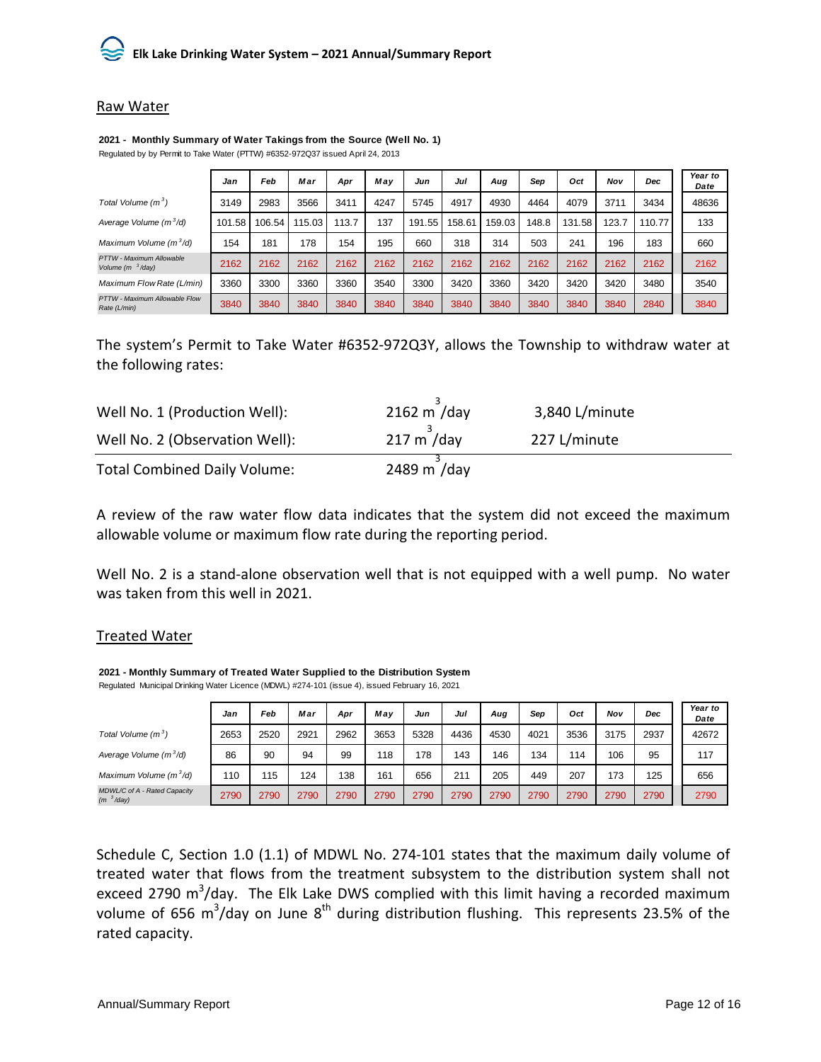## Raw Water

**2021 - Monthly Summary of Water Takings from the Source (Well No. 1)**

Regulated by by Permit to Take Water (PTTW) #6352-972Q37 issued April 24, 2013

| | Jan | Feb | Mar | Apr | May | Jun | Jul | Aug | Sep | Oct | Nov | Dec | Year to Date |
|---|---|---|---|---|---|---|---|---|---|---|---|---|---|
| Total Volume ($m^3$) | 3149 | 2983 | 3566 | 3411 | 4247 | 5745 | 4917 | 4930 | 4464 | 4079 | 3711 | 3434 | 48636 |
| Average Volume ($m^3$/d) | 101.58 | 106.54 | 115.03 | 113.7 | 137 | 191.55 | 158.61 | 159.03 | 148.8 | 131.58 | 123.7 | 110.77 | 133 |
| Maximum Volume ($m^3$/d) | 154 | 181 | 178 | 154 | 195 | 660 | 318 | 314 | 503 | 241 | 196 | 183 | 660 |
| PTTW - Maximum Allowable Volume ($m^3$/day) | 2162 | 2162 | 2162 | 2162 | 2162 | 2162 | 2162 | 2162 | 2162 | 2162 | 2162 | 2162 | 2162 |
| Maximum Flow Rate (L/min) | 3360 | 3300 | 3360 | 3360 | 3540 | 3300 | 3420 | 3360 | 3420 | 3420 | 3420 | 3480 | 3540 |
| PTTW - Maximum Allowable Flow Rate (L/min) | 3840 | 3840 | 3840 | 3840 | 3840 | 3840 | 3840 | 3840 | 3840 | 3840 | 3840 | 2840 | 3840 |

The system's Permit to Take Water #6352-972Q3Y, allows the Township to withdraw water at the following rates:

| | | |
|---|---|---|
| Well No. 1 (Production Well): | 2162 $m^3$/day | 3,840 L/minute |
| Well No. 2 (Observation Well): | 217 $m^3$/day | 227 L/minute |
| Total Combined Daily Volume: | 2489 $m^3$/day | |

A review of the raw water flow data indicates that the system did not exceed the maximum allowable volume or maximum flow rate during the reporting period.

Well No. 2 is a stand-alone observation well that is not equipped with a well pump. No water was taken from this well in 2021.

## Treated Water

**2021 - Monthly Summary of Treated Water Supplied to the Distribution System**

Regulated Municipal Drinking Water Licence (MDWL) #274-101 (issue 4), issued February 16, 2021

| | Jan | Feb | Mar | Apr | May | Jun | Jul | Aug | Sep | Oct | Nov | Dec | Year to Date |
|---|---|---|---|---|---|---|---|---|---|---|---|---|---|
| Total Volume ($m^3$) | 2653 | 2520 | 2921 | 2962 | 3653 | 5328 | 4436 | 4530 | 4021 | 3536 | 3175 | 2937 | 42672 |
| Average Volume ($m^3$/d) | 86 | 90 | 94 | 99 | 118 | 178 | 143 | 146 | 134 | 114 | 106 | 95 | 117 |
| Maximum Volume ($m^3$/d) | 110 | 115 | 124 | 138 | 161 | 656 | 211 | 205 | 449 | 207 | 173 | 125 | 656 |
| MDWL/C of A - Rated Capacity ($m^3$/day) | 2790 | 2790 | 2790 | 2790 | 2790 | 2790 | 2790 | 2790 | 2790 | 2790 | 2790 | 2790 | 2790 |

Schedule C, Section 1.0 (1.1) of MDWL No. 274-101 states that the maximum daily volume of treated water that flows from the treatment subsystem to the distribution system shall not exceed 2790 $m^3$/day. The Elk Lake DWS complied with this limit having a recorded maximum volume of 656 $m^3$/day on June 8th during distribution flushing. This represents 23.5% of the rated capacity.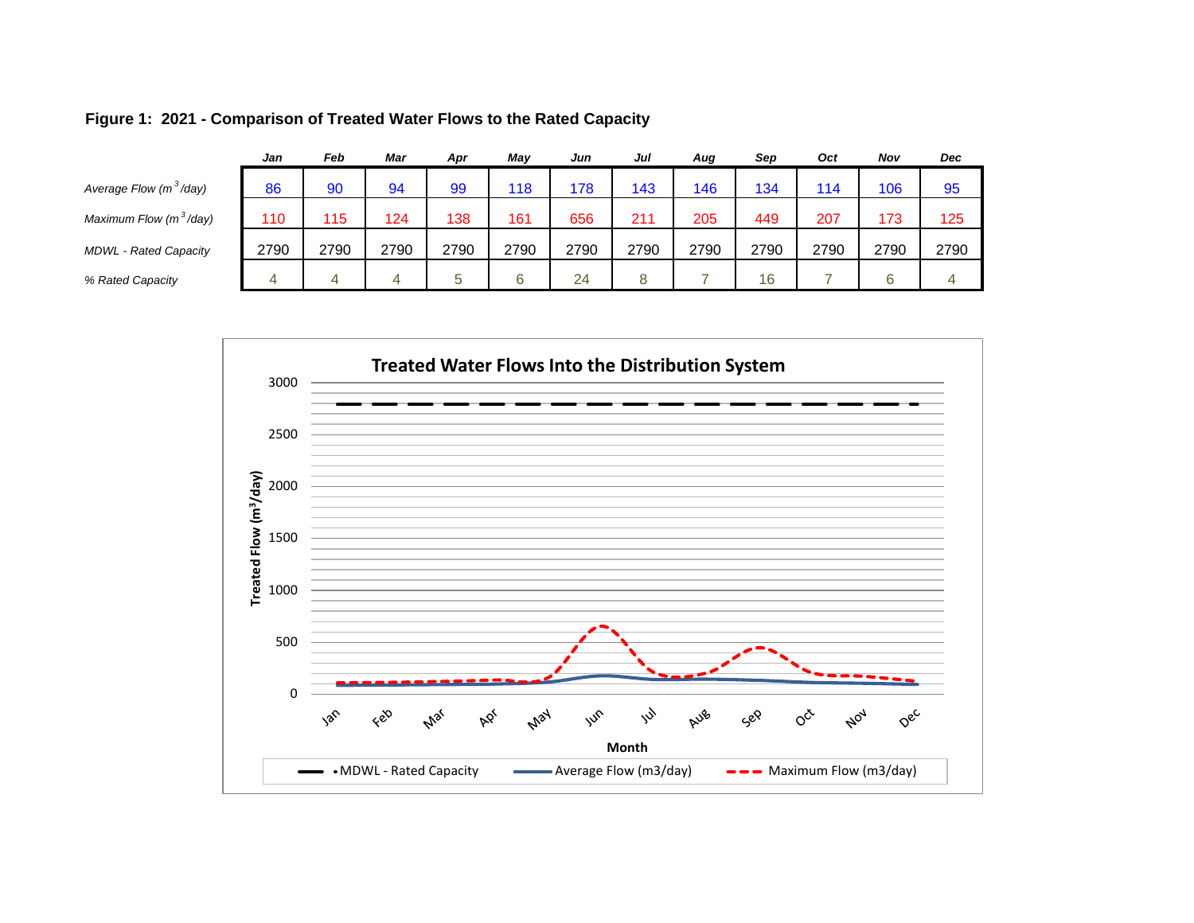**Figure 1: 2021 - Comparison of Treated Water Flows to the Rated Capacity**

| | *Jan* | *Feb* | *Mar* | *Apr* | *May* | *Jun* | *Jul* | *Aug* | *Sep* | *Oct* | *Nov* | *Dec* |
|---|---|---|---|---|---|---|---|---|---|---|---|---|
| *Average Flow ($m^3$/day)* | 86 | 90 | 94 | 99 | 118 | 178 | 143 | 146 | 134 | 114 | 106 | 95 |
| *Maximum Flow ($m^3$/day)* | 110 | 115 | 124 | 138 | 161 | 656 | 211 | 205 | 449 | 207 | 173 | 125 |
| *MDWL - Rated Capacity* | 2790 | 2790 | 2790 | 2790 | 2790 | 2790 | 2790 | 2790 | 2790 | 2790 | 2790 | 2790 |
| *% Rated Capacity* | 4 | 4 | 4 | 5 | 6 | 24 | 8 | 7 | 16 | 7 | 6 | 4 |

**Treated Water Flows Into the Distribution System**

(Chart: Treated Flow ($m^3$/day) vs. Month, Jan–Dec; series: MDWL - Rated Capacity, Average Flow (m3/day), Maximum Flow (m3/day))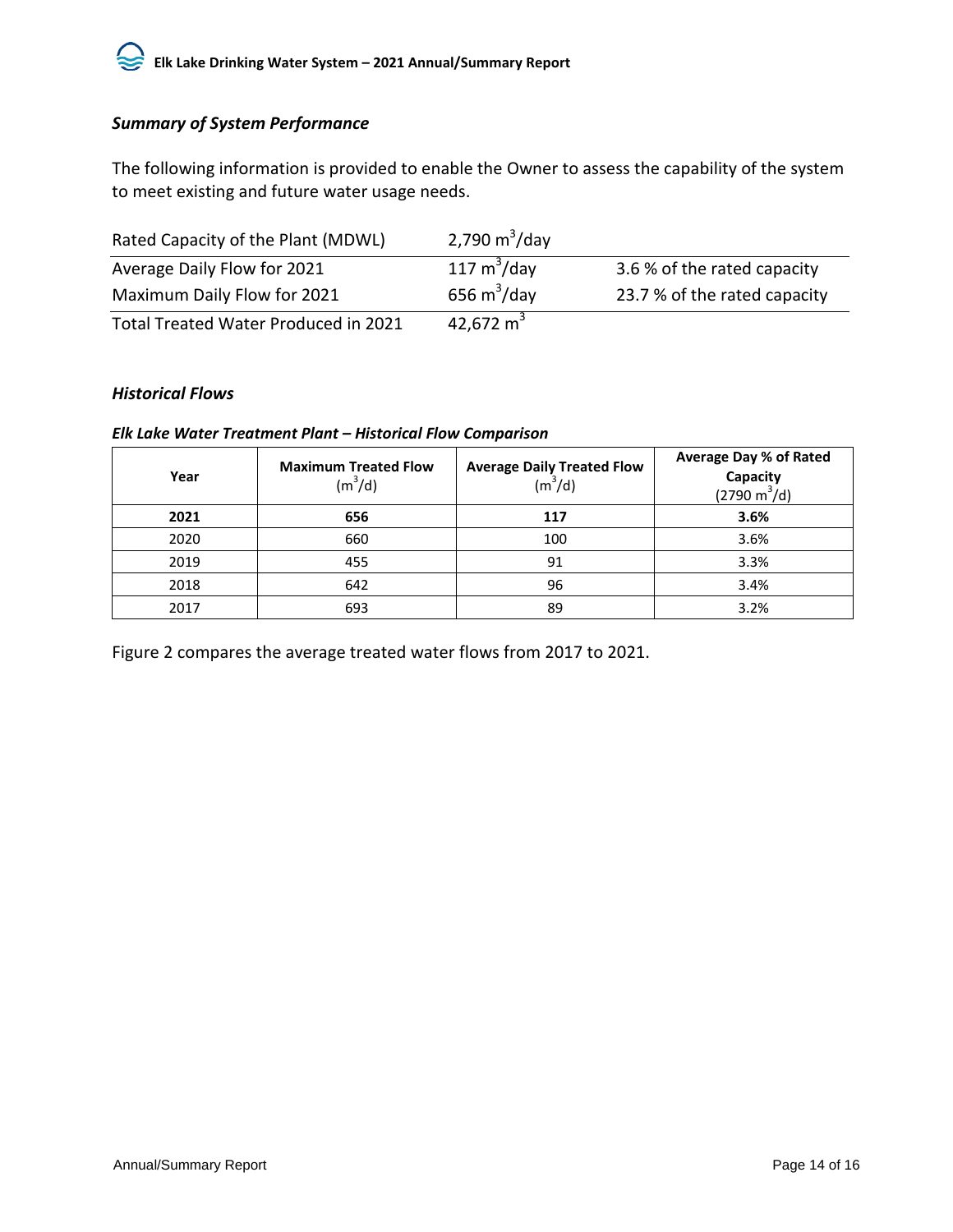### *Summary of System Performance*

The following information is provided to enable the Owner to assess the capability of the system to meet existing and future water usage needs.

| Rated Capacity of the Plant (MDWL) | 2,790 $m^3$/day | |
|---|---|---|
| Average Daily Flow for 2021 | 117 $m^3$/day | 3.6 % of the rated capacity |
| Maximum Daily Flow for 2021 | 656 $m^3$/day | 23.7 % of the rated capacity |
| Total Treated Water Produced in 2021 | 42,672 $m^3$ | |

### *Historical Flows*

***Elk Lake Water Treatment Plant – Historical Flow Comparison***

| Year | Maximum Treated Flow ($m^3$/d) | Average Daily Treated Flow ($m^3$/d) | Average Day % of Rated Capacity (2790 $m^3$/d) |
|---|---|---|---|
| **2021** | **656** | **117** | **3.6%** |
| 2020 | 660 | 100 | 3.6% |
| 2019 | 455 | 91 | 3.3% |
| 2018 | 642 | 96 | 3.4% |
| 2017 | 693 | 89 | 3.2% |

Figure 2 compares the average treated water flows from 2017 to 2021.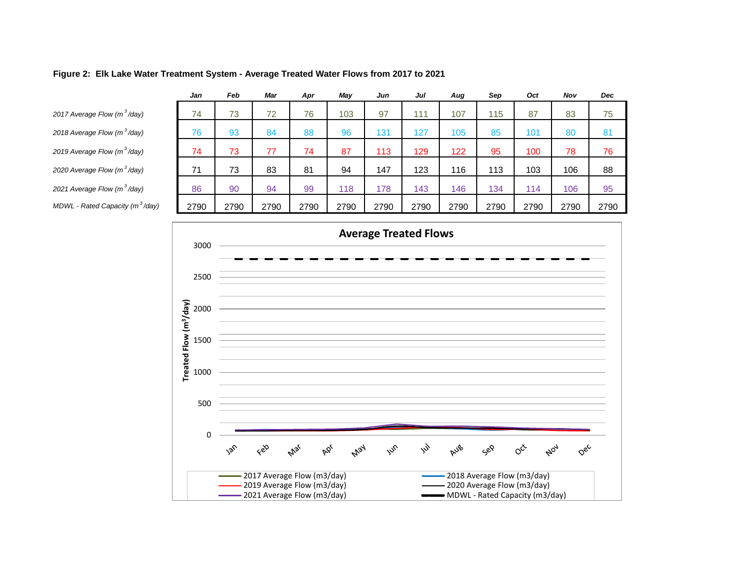**Figure 2: Elk Lake Water Treatment System - Average Treated Water Flows from 2017 to 2021**

| | Jan | Feb | Mar | Apr | May | Jun | Jul | Aug | Sep | Oct | Nov | Dec |
|---|---|---|---|---|---|---|---|---|---|---|---|---|
| 2017 Average Flow ($m^3$/day) | 74 | 73 | 72 | 76 | 103 | 97 | 111 | 107 | 115 | 87 | 83 | 75 |
| 2018 Average Flow ($m^3$/day) | 76 | 93 | 84 | 88 | 96 | 131 | 127 | 105 | 85 | 101 | 80 | 81 |
| 2019 Average Flow ($m^3$/day) | 74 | 73 | 77 | 74 | 87 | 113 | 129 | 122 | 95 | 100 | 78 | 76 |
| 2020 Average Flow ($m^3$/day) | 71 | 73 | 83 | 81 | 94 | 147 | 123 | 116 | 113 | 103 | 106 | 88 |
| 2021 Average Flow ($m^3$/day) | 86 | 90 | 94 | 99 | 118 | 178 | 143 | 146 | 134 | 114 | 106 | 95 |
| MDWL - Rated Capacity ($m^3$/day) | 2790 | 2790 | 2790 | 2790 | 2790 | 2790 | 2790 | 2790 | 2790 | 2790 | 2790 | 2790 |

**Average Treated Flows**

Treated Flow ($m^3$/day)

Legend: 2017 Average Flow (m3/day); 2018 Average Flow (m3/day); 2019 Average Flow (m3/day); 2020 Average Flow (m3/day); 2021 Average Flow (m3/day); MDWL - Rated Capacity (m3/day)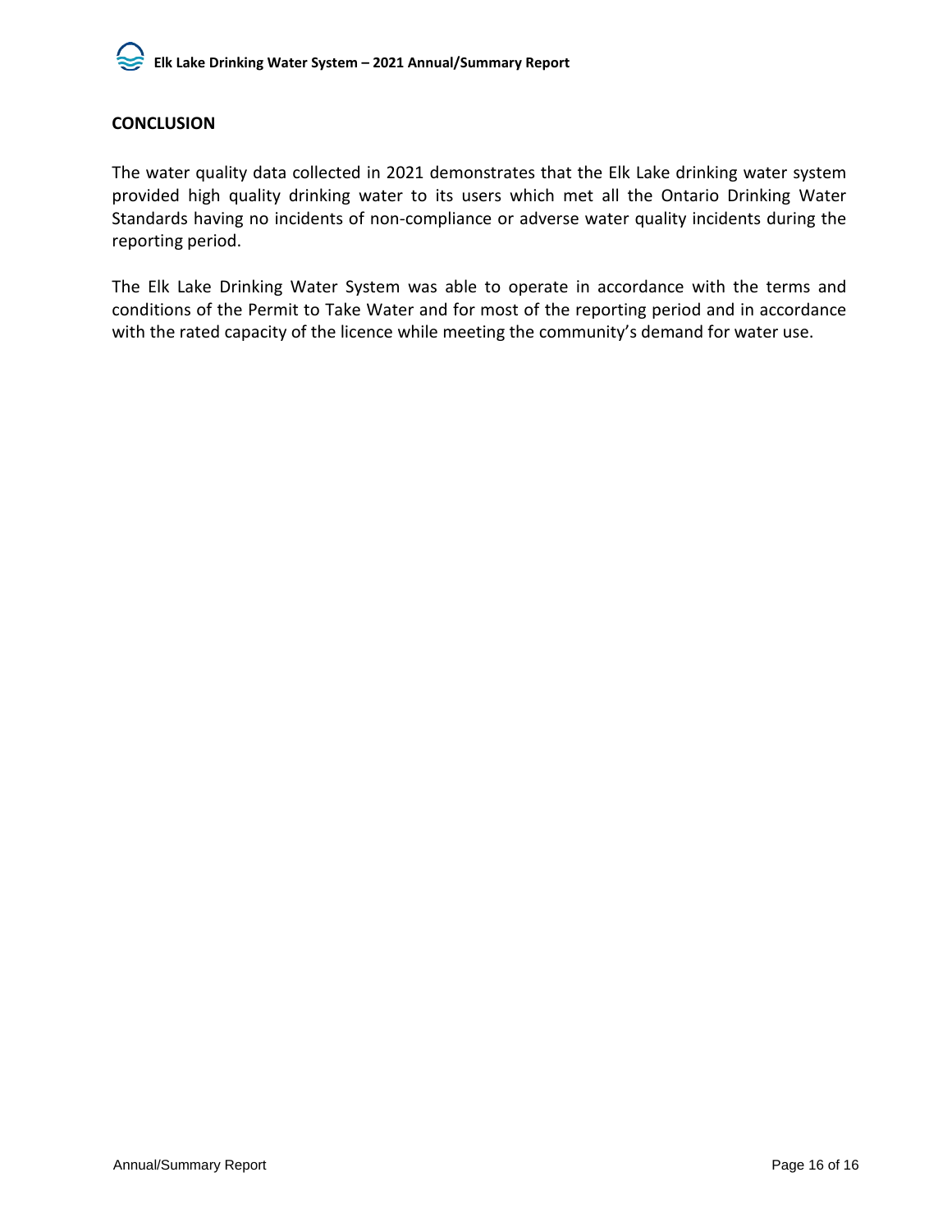## CONCLUSION

The water quality data collected in 2021 demonstrates that the Elk Lake drinking water system provided high quality drinking water to its users which met all the Ontario Drinking Water Standards having no incidents of non-compliance or adverse water quality incidents during the reporting period.

The Elk Lake Drinking Water System was able to operate in accordance with the terms and conditions of the Permit to Take Water and for most of the reporting period and in accordance with the rated capacity of the licence while meeting the community's demand for water use.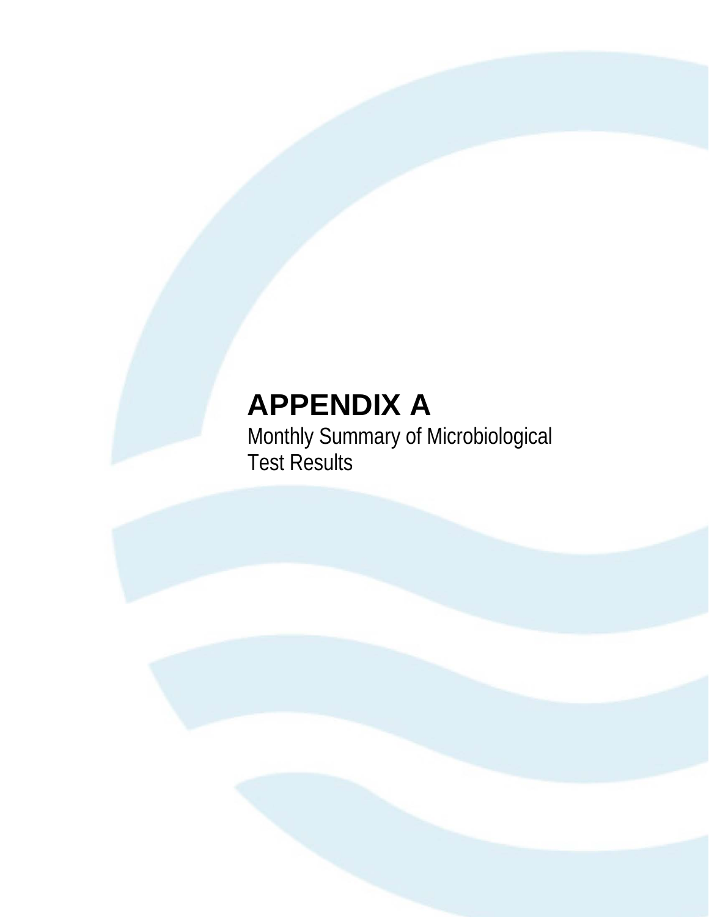# APPENDIX A

Monthly Summary of Microbiological Test Results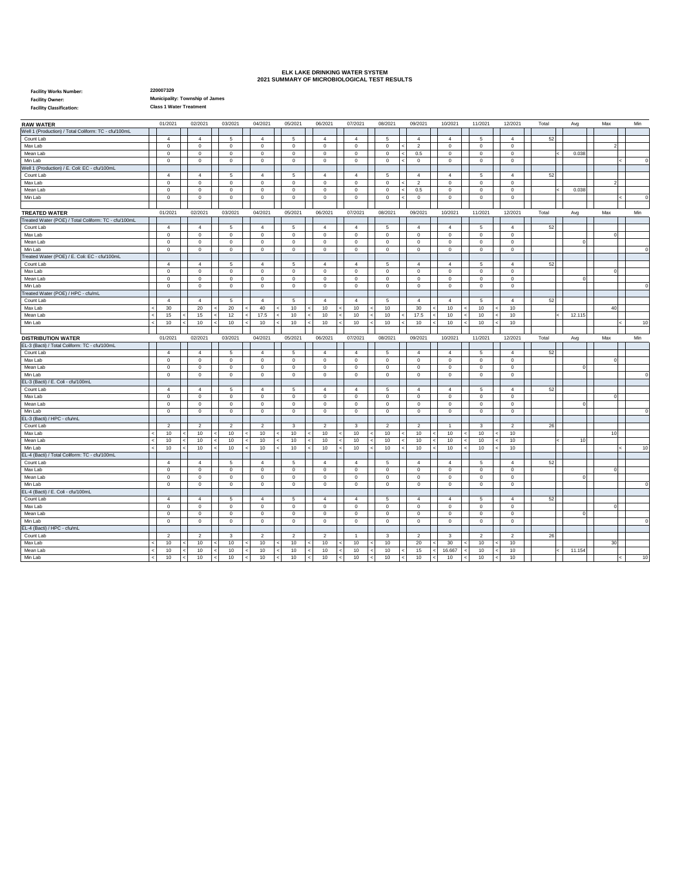# ELK LAKE DRINKING WATER SYSTEM
## 2021 SUMMARY OF MICROBIOLOGICAL TEST RESULTS

**Facility Works Number:** 220007329
**Facility Owner:** Municipality: Township of James
**Facility Classification:** Class 1 Water Treatment

| RAW WATER | 01/2021 | 02/2021 | 03/2021 | 04/2021 | 05/2021 | 06/2021 | 07/2021 | 08/2021 | 09/2021 | 10/2021 | 11/2021 | 12/2021 | Total | Avg | Max | Min |
|---|---|---|---|---|---|---|---|---|---|---|---|---|---|---|---|---|
| Well 1 (Production) / Total Coliform: TC - cfu/100mL | | | | | | | | | | | | | | | | |
| Count Lab | 4 | 4 | 5 | 4 | 5 | 4 | 4 | 5 | 4 | 4 | 5 | 4 | 52 | | | |
| Max Lab | 0 | 0 | 0 | 0 | 0 | 0 | 0 | 0 | < 2 | 0 | 0 | 0 | | | 2 | |
| Mean Lab | 0 | 0 | 0 | 0 | 0 | 0 | 0 | 0 | < 0.5 | 0 | 0 | 0 | | < 0.038 | | |
| Min Lab | 0 | 0 | 0 | 0 | 0 | 0 | 0 | 0 | < 0 | 0 | 0 | 0 | | | | < 0 |
| Well 1 (Production) / E. Coli: EC - cfu/100mL | | | | | | | | | | | | | | | | |
| Count Lab | 4 | 4 | 5 | 4 | 5 | 4 | 4 | 5 | 4 | 4 | 5 | 4 | 52 | | | |
| Max Lab | 0 | 0 | 0 | 0 | 0 | 0 | 0 | 0 | < 2 | 0 | 0 | 0 | | | 2 | |
| Mean Lab | 0 | 0 | 0 | 0 | 0 | 0 | 0 | 0 | < 0.5 | 0 | 0 | 0 | | < 0.038 | | |
| Min Lab | 0 | 0 | 0 | 0 | 0 | 0 | 0 | 0 | < 0 | 0 | 0 | 0 | | | | < 0 |

| TREATED WATER | 01/2021 | 02/2021 | 03/2021 | 04/2021 | 05/2021 | 06/2021 | 07/2021 | 08/2021 | 09/2021 | 10/2021 | 11/2021 | 12/2021 | Total | Avg | Max | Min |
|---|---|---|---|---|---|---|---|---|---|---|---|---|---|---|---|---|
| Treated Water (POE) / Total Coliform: TC - cfu/100mL | | | | | | | | | | | | | | | | |
| Count Lab | 4 | 4 | 5 | 4 | 5 | 4 | 4 | 5 | 4 | 4 | 5 | 4 | 52 | | | |
| Max Lab | 0 | 0 | 0 | 0 | 0 | 0 | 0 | 0 | 0 | 0 | 0 | 0 | | | 0 | |
| Mean Lab | 0 | 0 | 0 | 0 | 0 | 0 | 0 | 0 | 0 | 0 | 0 | 0 | | 0 | | |
| Min Lab | 0 | 0 | 0 | 0 | 0 | 0 | 0 | 0 | 0 | 0 | 0 | 0 | | | | 0 |
| Treated Water (POE) / E. Coli: EC - cfu/100mL | | | | | | | | | | | | | | | | |
| Count Lab | 4 | 4 | 5 | 4 | 5 | 4 | 4 | 5 | 4 | 4 | 5 | 4 | 52 | | | |
| Max Lab | 0 | 0 | 0 | 0 | 0 | 0 | 0 | 0 | 0 | 0 | 0 | 0 | | | 0 | |
| Mean Lab | 0 | 0 | 0 | 0 | 0 | 0 | 0 | 0 | 0 | 0 | 0 | 0 | | 0 | | |
| Min Lab | 0 | 0 | 0 | 0 | 0 | 0 | 0 | 0 | 0 | 0 | 0 | 0 | | | | 0 |
| Treated Water (POE) / HPC - cfu/mL | | | | | | | | | | | | | | | | |
| Count Lab | 4 | 4 | 5 | 4 | 5 | 4 | 4 | 5 | 4 | 4 | 5 | 4 | 52 | | | |
| Max Lab | < 30 | 20 | < 20 | < 40 | < 10 | < 10 | < 10 | < 10 | 30 | < 10 | < 10 | < 10 | | | 40 | |
| Mean Lab | < 15 | < 15 | < 12 | < 17.5 | < 10 | < 10 | < 10 | < 10 | < 17.5 | < 10 | < 10 | < 10 | | < 12.115 | | |
| Min Lab | < 10 | < 10 | < 10 | < 10 | < 10 | < 10 | < 10 | < 10 | < 10 | < 10 | < 10 | < 10 | | | | < 10 |

| DISTRIBUTION WATER | 01/2021 | 02/2021 | 03/2021 | 04/2021 | 05/2021 | 06/2021 | 07/2021 | 08/2021 | 09/2021 | 10/2021 | 11/2021 | 12/2021 | Total | Avg | Max | Min |
|---|---|---|---|---|---|---|---|---|---|---|---|---|---|---|---|---|
| EL-3 (Bacti) / Total Coliform: TC - cfu/100mL | | | | | | | | | | | | | | | | |
| Count Lab | 4 | 4 | 5 | 4 | 5 | 4 | 4 | 5 | 4 | 4 | 5 | 4 | 52 | | | |
| Max Lab | 0 | 0 | 0 | 0 | 0 | 0 | 0 | 0 | 0 | 0 | 0 | 0 | | | 0 | |
| Mean Lab | 0 | 0 | 0 | 0 | 0 | 0 | 0 | 0 | 0 | 0 | 0 | 0 | | 0 | | |
| Min Lab | 0 | 0 | 0 | 0 | 0 | 0 | 0 | 0 | 0 | 0 | 0 | 0 | | | | 0 |
| EL-3 (Bacti) / E. Coli - cfu/100mL | | | | | | | | | | | | | | | | |
| Count Lab | 4 | 4 | 5 | 4 | 5 | 4 | 4 | 5 | 4 | 4 | 5 | 4 | 52 | | | |
| Max Lab | 0 | 0 | 0 | 0 | 0 | 0 | 0 | 0 | 0 | 0 | 0 | 0 | | | 0 | |
| Mean Lab | 0 | 0 | 0 | 0 | 0 | 0 | 0 | 0 | 0 | 0 | 0 | 0 | | 0 | | |
| Min Lab | 0 | 0 | 0 | 0 | 0 | 0 | 0 | 0 | 0 | 0 | 0 | 0 | | | | 0 |
| EL-3 (Bacti) / HPC - cfu/mL | | | | | | | | | | | | | | | | |
| Count Lab | 2 | 2 | 2 | 2 | 3 | 2 | 3 | 2 | 2 | 1 | 3 | 2 | 26 | | | |
| Max Lab | < 10 | < 10 | < 10 | < 10 | < 10 | < 10 | < 10 | < 10 | < 10 | < 10 | < 10 | < 10 | | | 10 | |
| Mean Lab | < 10 | < 10 | < 10 | < 10 | < 10 | < 10 | < 10 | < 10 | < 10 | < 10 | < 10 | < 10 | | < 10 | | |
| Min Lab | < 10 | < 10 | < 10 | < 10 | < 10 | < 10 | < 10 | < 10 | < 10 | < 10 | < 10 | < 10 | | | | < 10 |
| EL-4 (Bacti) / Total Coliform: TC - cfu/100mL | | | | | | | | | | | | | | | | |
| Count Lab | 4 | 4 | 5 | 4 | 5 | 4 | 4 | 5 | 4 | 4 | 5 | 4 | 52 | | | |
| Max Lab | 0 | 0 | 0 | 0 | 0 | 0 | 0 | 0 | 0 | 0 | 0 | 0 | | | 0 | |
| Mean Lab | 0 | 0 | 0 | 0 | 0 | 0 | 0 | 0 | 0 | 0 | 0 | 0 | | 0 | | |
| Min Lab | 0 | 0 | 0 | 0 | 0 | 0 | 0 | 0 | 0 | 0 | 0 | 0 | | | | 0 |
| EL-4 (Bacti) / E. Coli - cfu/100mL | | | | | | | | | | | | | | | | |
| Count Lab | 4 | 4 | 5 | 4 | 5 | 4 | 4 | 5 | 4 | 4 | 5 | 4 | 52 | | | |
| Max Lab | 0 | 0 | 0 | 0 | 0 | 0 | 0 | 0 | 0 | 0 | 0 | 0 | | | 0 | |
| Mean Lab | 0 | 0 | 0 | 0 | 0 | 0 | 0 | 0 | 0 | 0 | 0 | 0 | | 0 | | |
| Min Lab | 0 | 0 | 0 | 0 | 0 | 0 | 0 | 0 | 0 | 0 | 0 | 0 | | | | 0 |
| EL-4 (Bacti) / HPC - cfu/mL | | | | | | | | | | | | | | | | |
| Count Lab | 2 | 2 | 3 | 2 | 2 | 2 | 1 | 3 | 2 | 3 | 2 | 2 | 26 | | | |
| Max Lab | < 10 | < 10 | < 10 | < 10 | < 10 | < 10 | < 10 | < 10 | 20 | < 30 | < 10 | < 10 | | | 30 | |
| Mean Lab | < 10 | < 10 | < 10 | < 10 | < 10 | < 10 | < 10 | < 10 | < 15 | < 16.667 | < 10 | < 10 | | < 11.154 | | |
| Min Lab | < 10 | < 10 | < 10 | < 10 | < 10 | < 10 | < 10 | < 10 | < 10 | < 10 | < 10 | < 10 | | | | < 10 |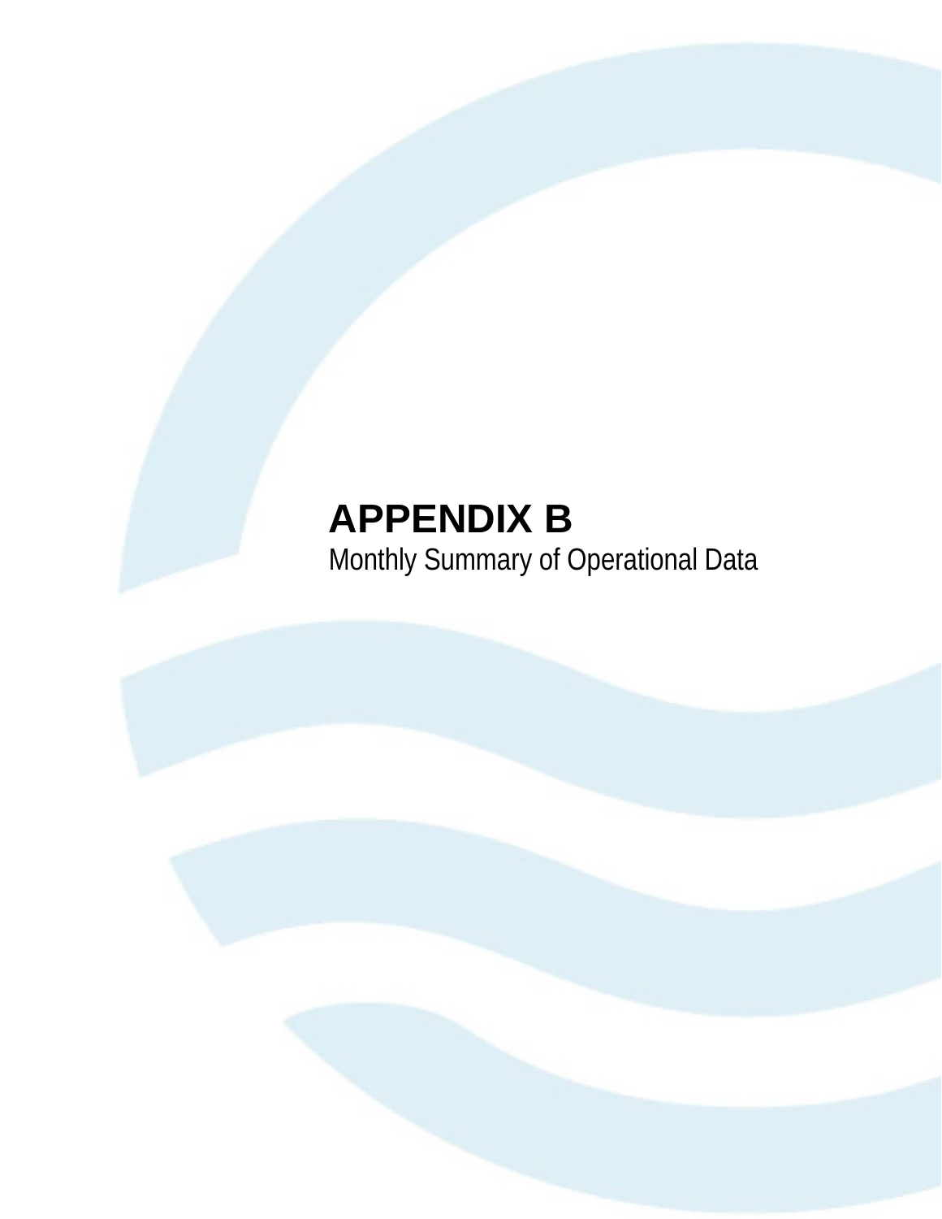# APPENDIX B

Monthly Summary of Operational Data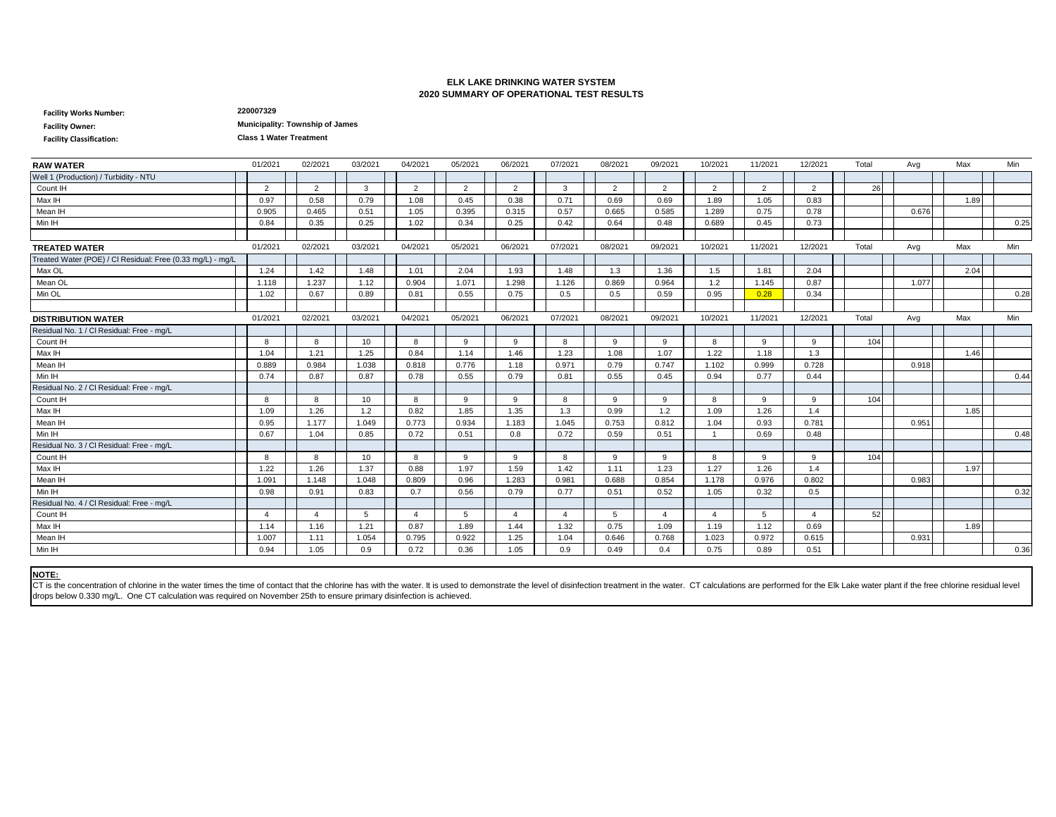**ELK LAKE DRINKING WATER SYSTEM**
**2020 SUMMARY OF OPERATIONAL TEST RESULTS**

**Facility Works Number:** 220007329
**Facility Owner:** Municipality: Township of James
**Facility Classification:** Class 1 Water Treatment

| RAW WATER | 01/2021 | 02/2021 | 03/2021 | 04/2021 | 05/2021 | 06/2021 | 07/2021 | 08/2021 | 09/2021 | 10/2021 | 11/2021 | 12/2021 | Total | Avg | Max | Min |
|---|---|---|---|---|---|---|---|---|---|---|---|---|---|---|---|---|
| Well 1 (Production) / Turbidity - NTU | | | | | | | | | | | | | | | | |
| Count IH | 2 | 2 | 3 | 2 | 2 | 2 | 3 | 2 | 2 | 2 | 2 | 2 | 26 | | | |
| Max IH | 0.97 | 0.58 | 0.79 | 1.08 | 0.45 | 0.38 | 0.71 | 0.69 | 0.69 | 1.89 | 1.05 | 0.83 | | | 1.89 | |
| Mean IH | 0.905 | 0.465 | 0.51 | 1.05 | 0.395 | 0.315 | 0.57 | 0.665 | 0.585 | 1.289 | 0.75 | 0.78 | | 0.676 | | |
| Min IH | 0.84 | 0.35 | 0.25 | 1.02 | 0.34 | 0.25 | 0.42 | 0.64 | 0.48 | 0.689 | 0.45 | 0.73 | | | | 0.25 |

| TREATED WATER | 01/2021 | 02/2021 | 03/2021 | 04/2021 | 05/2021 | 06/2021 | 07/2021 | 08/2021 | 09/2021 | 10/2021 | 11/2021 | 12/2021 | Total | Avg | Max | Min |
|---|---|---|---|---|---|---|---|---|---|---|---|---|---|---|---|---|
| Treated Water (POE) / Cl Residual: Free (0.33 mg/L) - mg/L | | | | | | | | | | | | | | | | |
| Max OL | 1.24 | 1.42 | 1.48 | 1.01 | 2.04 | 1.93 | 1.48 | 1.3 | 1.36 | 1.5 | 1.81 | 2.04 | | | 2.04 | |
| Mean OL | 1.118 | 1.237 | 1.12 | 0.904 | 1.071 | 1.298 | 1.126 | 0.869 | 0.964 | 1.2 | 1.145 | 0.87 | | 1.077 | | |
| Min OL | 1.02 | 0.67 | 0.89 | 0.81 | 0.55 | 0.75 | 0.5 | 0.5 | 0.59 | 0.95 | 0.28 | 0.34 | | | | 0.28 |

| DISTRIBUTION WATER | 01/2021 | 02/2021 | 03/2021 | 04/2021 | 05/2021 | 06/2021 | 07/2021 | 08/2021 | 09/2021 | 10/2021 | 11/2021 | 12/2021 | Total | Avg | Max | Min |
|---|---|---|---|---|---|---|---|---|---|---|---|---|---|---|---|---|
| Residual No. 1 / Cl Residual: Free - mg/L | | | | | | | | | | | | | | | | |
| Count IH | 8 | 8 | 10 | 8 | 9 | 9 | 8 | 9 | 9 | 8 | 9 | 9 | 104 | | | |
| Max IH | 1.04 | 1.21 | 1.25 | 0.84 | 1.14 | 1.46 | 1.23 | 1.08 | 1.07 | 1.22 | 1.18 | 1.3 | | | 1.46 | |
| Mean IH | 0.889 | 0.984 | 1.038 | 0.818 | 0.776 | 1.18 | 0.971 | 0.79 | 0.747 | 1.102 | 0.999 | 0.728 | | 0.918 | | |
| Min IH | 0.74 | 0.87 | 0.87 | 0.78 | 0.55 | 0.79 | 0.81 | 0.55 | 0.45 | 0.94 | 0.77 | 0.44 | | | | 0.44 |
| Residual No. 2 / Cl Residual: Free - mg/L | | | | | | | | | | | | | | | | |
| Count IH | 8 | 8 | 10 | 8 | 9 | 9 | 8 | 9 | 9 | 8 | 9 | 9 | 104 | | | |
| Max IH | 1.09 | 1.26 | 1.2 | 0.82 | 1.85 | 1.35 | 1.3 | 0.99 | 1.2 | 1.09 | 1.26 | 1.4 | | | 1.85 | |
| Mean IH | 0.95 | 1.177 | 1.049 | 0.773 | 0.934 | 1.183 | 1.045 | 0.753 | 0.812 | 1.04 | 0.93 | 0.781 | | 0.951 | | |
| Min IH | 0.67 | 1.04 | 0.85 | 0.72 | 0.51 | 0.8 | 0.72 | 0.59 | 0.51 | 1 | 0.69 | 0.48 | | | | 0.48 |
| Residual No. 3 / Cl Residual: Free - mg/L | | | | | | | | | | | | | | | | |
| Count IH | 8 | 8 | 10 | 8 | 9 | 9 | 8 | 9 | 9 | 8 | 9 | 9 | 104 | | | |
| Max IH | 1.22 | 1.26 | 1.37 | 0.88 | 1.97 | 1.59 | 1.42 | 1.11 | 1.23 | 1.27 | 1.26 | 1.4 | | | 1.97 | |
| Mean IH | 1.091 | 1.148 | 1.048 | 0.809 | 0.96 | 1.283 | 0.981 | 0.688 | 0.854 | 1.178 | 0.976 | 0.802 | | 0.983 | | |
| Min IH | 0.98 | 0.91 | 0.83 | 0.7 | 0.56 | 0.79 | 0.77 | 0.51 | 0.52 | 1.05 | 0.32 | 0.5 | | | | 0.32 |
| Residual No. 4 / Cl Residual: Free - mg/L | | | | | | | | | | | | | | | | |
| Count IH | 4 | 4 | 5 | 4 | 5 | 4 | 4 | 5 | 4 | 4 | 5 | 4 | 52 | | | |
| Max IH | 1.14 | 1.16 | 1.21 | 0.87 | 1.89 | 1.44 | 1.32 | 0.75 | 1.09 | 1.19 | 1.12 | 0.69 | | | 1.89 | |
| Mean IH | 1.007 | 1.11 | 1.054 | 0.795 | 0.922 | 1.25 | 1.04 | 0.646 | 0.768 | 1.023 | 0.972 | 0.615 | | 0.931 | | |
| Min IH | 0.94 | 1.05 | 0.9 | 0.72 | 0.36 | 1.05 | 0.9 | 0.49 | 0.4 | 0.75 | 0.89 | 0.51 | | | | 0.36 |

**NOTE:**
CT is the concentration of chlorine in the water times the time of contact that the chlorine has with the water. It is used to demonstrate the level of disinfection treatment in the water. CT calculations are performed for the Elk Lake water plant if the free chlorine residual level drops below 0.330 mg/L. One CT calculation was required on November 25th to ensure primary disinfection is achieved.